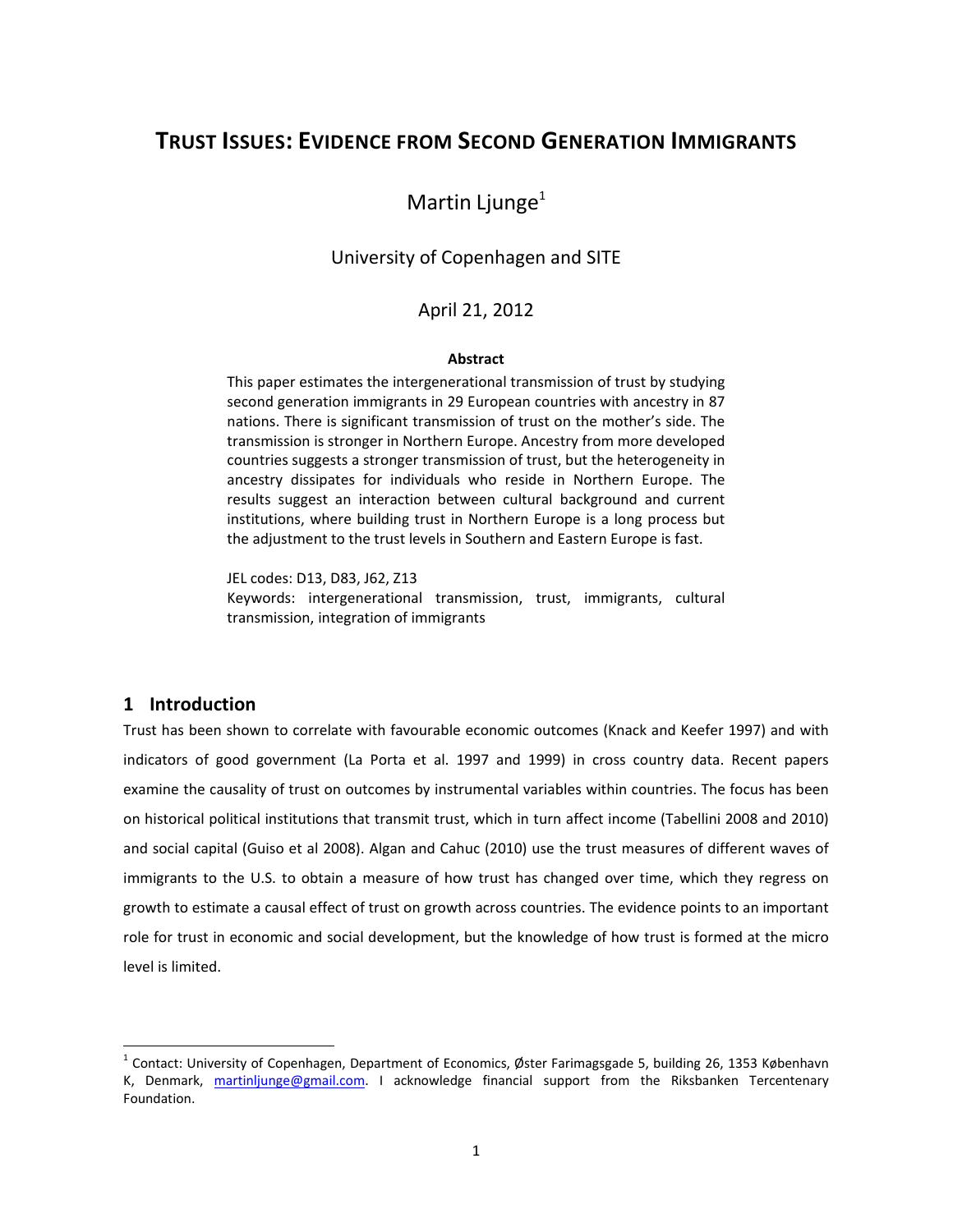# Trust Issues: Evidence from Second Generation Immigrants

Martin Ljunge[1]

University of Copenhagen and SITE

April 21, 2012

**Abstract**

This paper estimates the intergenerational transmission of trust by studying second generation immigrants in 29 European countries with ancestry in 87 nations. There is significant transmission of trust on the mother's side. The transmission is stronger in Northern Europe. Ancestry from more developed countries suggests a stronger transmission of trust, but the heterogeneity in ancestry dissipates for individuals who reside in Northern Europe. The results suggest an interaction between cultural background and current institutions, where building trust in Northern Europe is a long process but the adjustment to the trust levels in Southern and Eastern Europe is fast.

JEL codes: D13, D83, J62, Z13

Keywords: intergenerational transmission, trust, immigrants, cultural transmission, integration of immigrants

## 1 Introduction

Trust has been shown to correlate with favourable economic outcomes (Knack and Keefer 1997) and with indicators of good government (La Porta et al. 1997 and 1999) in cross country data. Recent papers examine the causality of trust on outcomes by instrumental variables within countries. The focus has been on historical political institutions that transmit trust, which in turn affect income (Tabellini 2008 and 2010) and social capital (Guiso et al 2008). Algan and Cahuc (2010) use the trust measures of different waves of immigrants to the U.S. to obtain a measure of how trust has changed over time, which they regress on growth to estimate a causal effect of trust on growth across countries. The evidence points to an important role for trust in economic and social development, but the knowledge of how trust is formed at the micro level is limited.

[1] Contact: University of Copenhagen, Department of Economics, Øster Farimagsgade 5, building 26, 1353 København K, Denmark, martinljunge@gmail.com. I acknowledge financial support from the Riksbanken Tercentenary Foundation.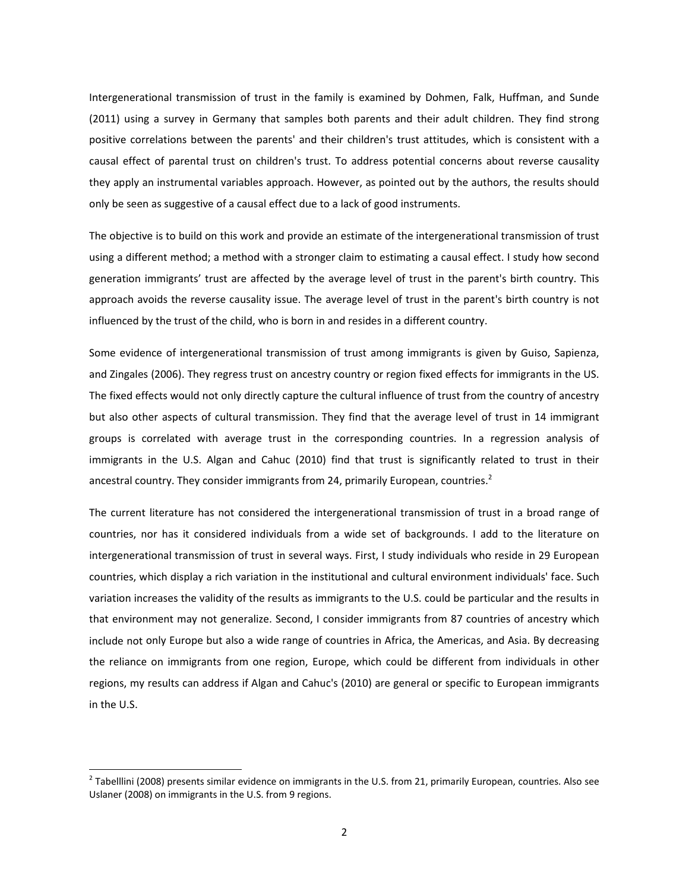Intergenerational transmission of trust in the family is examined by Dohmen, Falk, Huffman, and Sunde (2011) using a survey in Germany that samples both parents and their adult children. They find strong positive correlations between the parents' and their children's trust attitudes, which is consistent with a causal effect of parental trust on children's trust. To address potential concerns about reverse causality they apply an instrumental variables approach. However, as pointed out by the authors, the results should only be seen as suggestive of a causal effect due to a lack of good instruments.

The objective is to build on this work and provide an estimate of the intergenerational transmission of trust using a different method; a method with a stronger claim to estimating a causal effect. I study how second generation immigrants' trust are affected by the average level of trust in the parent's birth country. This approach avoids the reverse causality issue. The average level of trust in the parent's birth country is not influenced by the trust of the child, who is born in and resides in a different country.

Some evidence of intergenerational transmission of trust among immigrants is given by Guiso, Sapienza, and Zingales (2006). They regress trust on ancestry country or region fixed effects for immigrants in the US. The fixed effects would not only directly capture the cultural influence of trust from the country of ancestry but also other aspects of cultural transmission. They find that the average level of trust in 14 immigrant groups is correlated with average trust in the corresponding countries. In a regression analysis of immigrants in the U.S. Algan and Cahuc (2010) find that trust is significantly related to trust in their ancestral country. They consider immigrants from 24, primarily European, countries.[2]

The current literature has not considered the intergenerational transmission of trust in a broad range of countries, nor has it considered individuals from a wide set of backgrounds. I add to the literature on intergenerational transmission of trust in several ways. First, I study individuals who reside in 29 European countries, which display a rich variation in the institutional and cultural environment individuals' face. Such variation increases the validity of the results as immigrants to the U.S. could be particular and the results in that environment may not generalize. Second, I consider immigrants from 87 countries of ancestry which include not only Europe but also a wide range of countries in Africa, the Americas, and Asia. By decreasing the reliance on immigrants from one region, Europe, which could be different from individuals in other regions, my results can address if Algan and Cahuc's (2010) are general or specific to European immigrants in the U.S.

[2] Tabelllini (2008) presents similar evidence on immigrants in the U.S. from 21, primarily European, countries. Also see Uslaner (2008) on immigrants in the U.S. from 9 regions.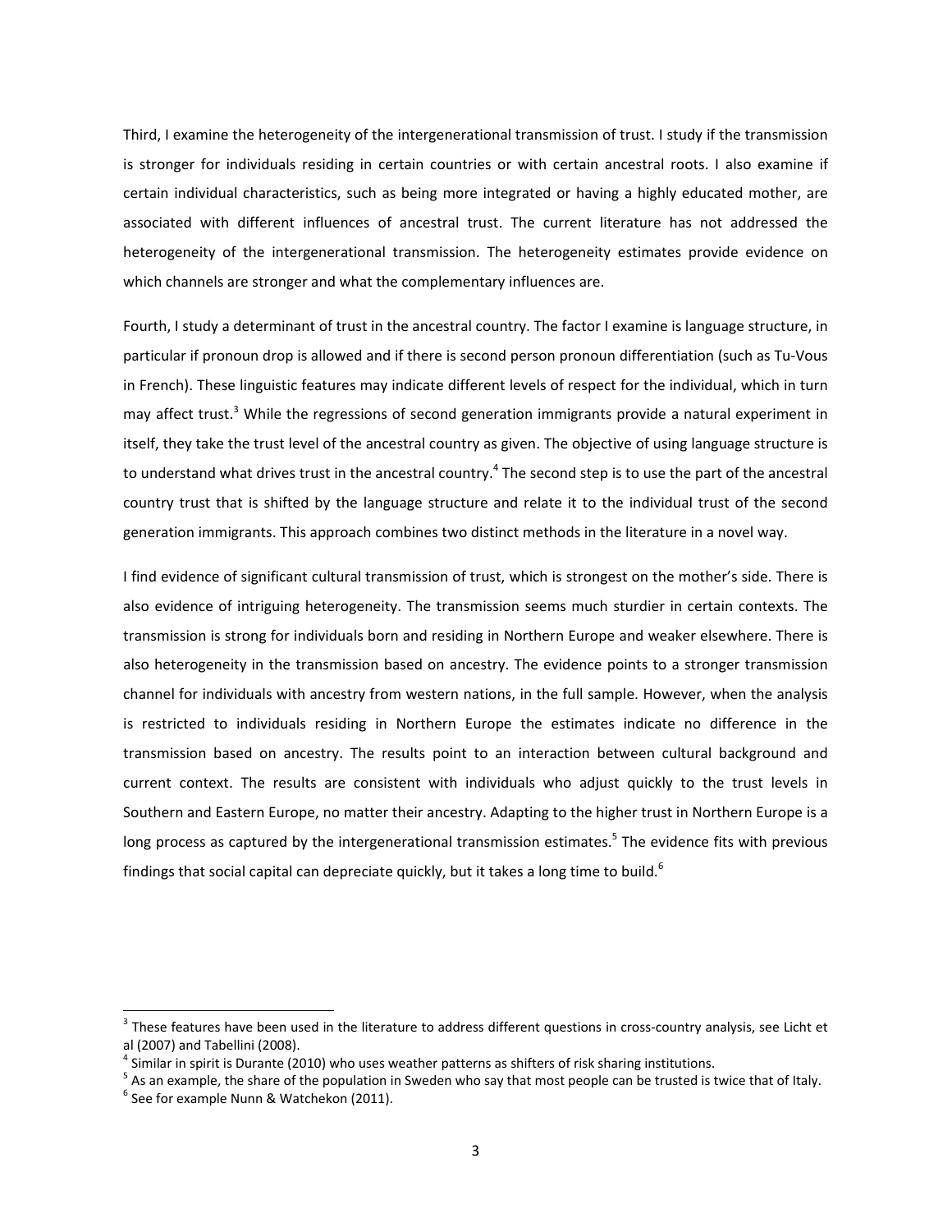Third, I examine the heterogeneity of the intergenerational transmission of trust. I study if the transmission is stronger for individuals residing in certain countries or with certain ancestral roots. I also examine if certain individual characteristics, such as being more integrated or having a highly educated mother, are associated with different influences of ancestral trust. The current literature has not addressed the heterogeneity of the intergenerational transmission. The heterogeneity estimates provide evidence on which channels are stronger and what the complementary influences are.

Fourth, I study a determinant of trust in the ancestral country. The factor I examine is language structure, in particular if pronoun drop is allowed and if there is second person pronoun differentiation (such as Tu-Vous in French). These linguistic features may indicate different levels of respect for the individual, which in turn may affect trust.[3] While the regressions of second generation immigrants provide a natural experiment in itself, they take the trust level of the ancestral country as given. The objective of using language structure is to understand what drives trust in the ancestral country.[4] The second step is to use the part of the ancestral country trust that is shifted by the language structure and relate it to the individual trust of the second generation immigrants. This approach combines two distinct methods in the literature in a novel way.

I find evidence of significant cultural transmission of trust, which is strongest on the mother's side. There is also evidence of intriguing heterogeneity. The transmission seems much sturdier in certain contexts. The transmission is strong for individuals born and residing in Northern Europe and weaker elsewhere. There is also heterogeneity in the transmission based on ancestry. The evidence points to a stronger transmission channel for individuals with ancestry from western nations, in the full sample. However, when the analysis is restricted to individuals residing in Northern Europe the estimates indicate no difference in the transmission based on ancestry. The results point to an interaction between cultural background and current context. The results are consistent with individuals who adjust quickly to the trust levels in Southern and Eastern Europe, no matter their ancestry. Adapting to the higher trust in Northern Europe is a long process as captured by the intergenerational transmission estimates.[5] The evidence fits with previous findings that social capital can depreciate quickly, but it takes a long time to build.[6]

---

[3] These features have been used in the literature to address different questions in cross-country analysis, see Licht et al (2007) and Tabellini (2008).

[4] Similar in spirit is Durante (2010) who uses weather patterns as shifters of risk sharing institutions.

[5] As an example, the share of the population in Sweden who say that most people can be trusted is twice that of Italy.

[6] See for example Nunn & Watchekon (2011).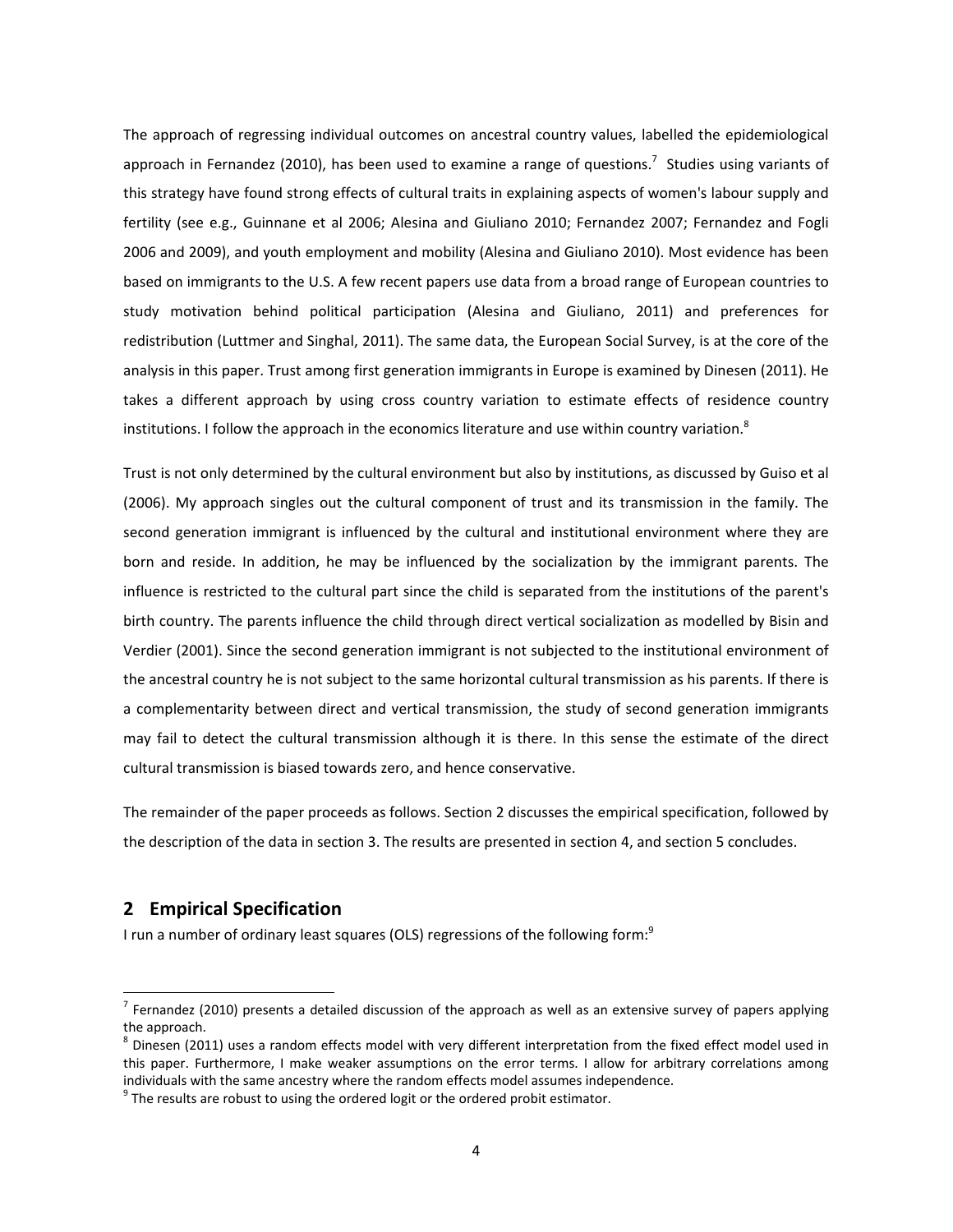The approach of regressing individual outcomes on ancestral country values, labelled the epidemiological approach in Fernandez (2010), has been used to examine a range of questions.[7] Studies using variants of this strategy have found strong effects of cultural traits in explaining aspects of women's labour supply and fertility (see e.g., Guinnane et al 2006; Alesina and Giuliano 2010; Fernandez 2007; Fernandez and Fogli 2006 and 2009), and youth employment and mobility (Alesina and Giuliano 2010). Most evidence has been based on immigrants to the U.S. A few recent papers use data from a broad range of European countries to study motivation behind political participation (Alesina and Giuliano, 2011) and preferences for redistribution (Luttmer and Singhal, 2011). The same data, the European Social Survey, is at the core of the analysis in this paper. Trust among first generation immigrants in Europe is examined by Dinesen (2011). He takes a different approach by using cross country variation to estimate effects of residence country institutions. I follow the approach in the economics literature and use within country variation.[8]

Trust is not only determined by the cultural environment but also by institutions, as discussed by Guiso et al (2006). My approach singles out the cultural component of trust and its transmission in the family. The second generation immigrant is influenced by the cultural and institutional environment where they are born and reside. In addition, he may be influenced by the socialization by the immigrant parents. The influence is restricted to the cultural part since the child is separated from the institutions of the parent's birth country. The parents influence the child through direct vertical socialization as modelled by Bisin and Verdier (2001). Since the second generation immigrant is not subjected to the institutional environment of the ancestral country he is not subject to the same horizontal cultural transmission as his parents. If there is a complementarity between direct and vertical transmission, the study of second generation immigrants may fail to detect the cultural transmission although it is there. In this sense the estimate of the direct cultural transmission is biased towards zero, and hence conservative.

The remainder of the paper proceeds as follows. Section 2 discusses the empirical specification, followed by the description of the data in section 3. The results are presented in section 4, and section 5 concludes.

## 2 Empirical Specification

I run a number of ordinary least squares (OLS) regressions of the following form:[9]

---

[7] Fernandez (2010) presents a detailed discussion of the approach as well as an extensive survey of papers applying the approach.

[8] Dinesen (2011) uses a random effects model with very different interpretation from the fixed effect model used in this paper. Furthermore, I make weaker assumptions on the error terms. I allow for arbitrary correlations among individuals with the same ancestry where the random effects model assumes independence.

[9] The results are robust to using the ordered logit or the ordered probit estimator.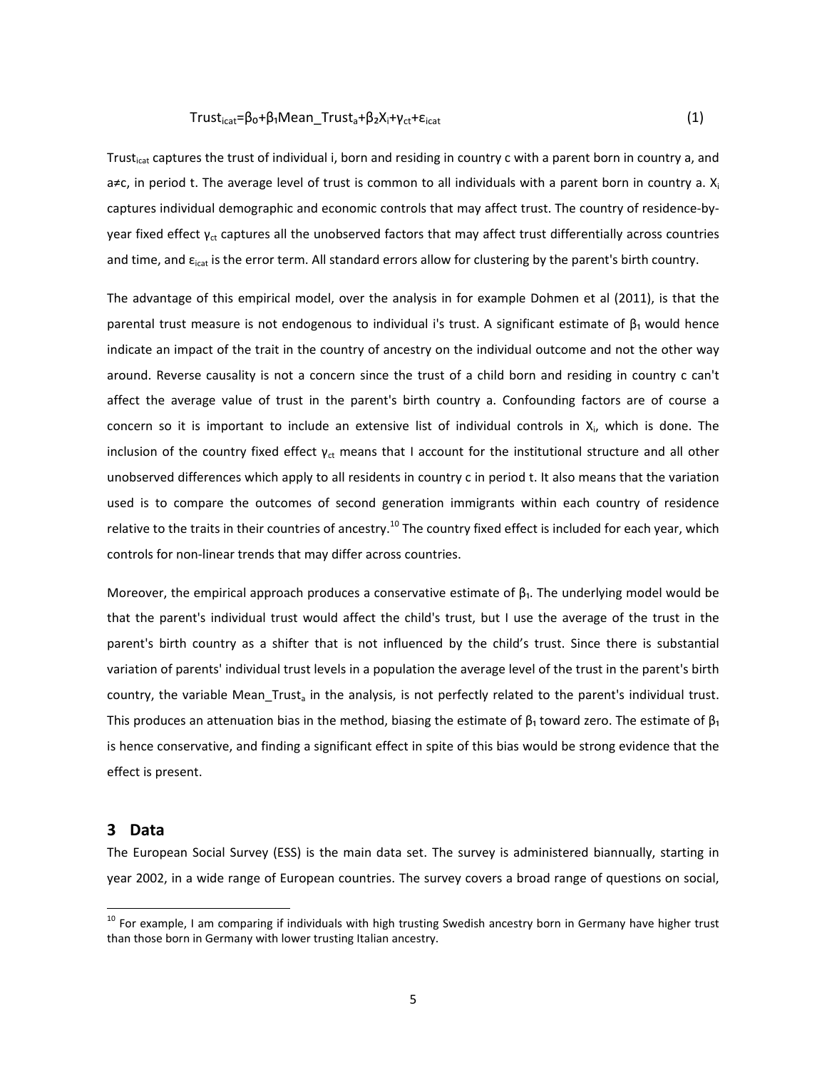$$Trust_{icat}=\beta_0+\beta_1 Mean\_Trust_a+\beta_2 X_i+\gamma_{ct}+\varepsilon_{icat} \quad (1)$$

$Trust_{icat}$ captures the trust of individual i, born and residing in country c with a parent born in country a, and a≠c, in period t. The average level of trust is common to all individuals with a parent born in country a. $X_i$ captures individual demographic and economic controls that may affect trust. The country of residence-by-year fixed effect $\gamma_{ct}$ captures all the unobserved factors that may affect trust differentially across countries and time, and $\varepsilon_{icat}$ is the error term. All standard errors allow for clustering by the parent's birth country.

The advantage of this empirical model, over the analysis in for example Dohmen et al (2011), is that the parental trust measure is not endogenous to individual i's trust. A significant estimate of $\beta_1$ would hence indicate an impact of the trait in the country of ancestry on the individual outcome and not the other way around. Reverse causality is not a concern since the trust of a child born and residing in country c can't affect the average value of trust in the parent's birth country a. Confounding factors are of course a concern so it is important to include an extensive list of individual controls in $X_i$, which is done. The inclusion of the country fixed effect $\gamma_{ct}$ means that I account for the institutional structure and all other unobserved differences which apply to all residents in country c in period t. It also means that the variation used is to compare the outcomes of second generation immigrants within each country of residence relative to the traits in their countries of ancestry.[10] The country fixed effect is included for each year, which controls for non-linear trends that may differ across countries.

Moreover, the empirical approach produces a conservative estimate of $\beta_1$. The underlying model would be that the parent's individual trust would affect the child's trust, but I use the average of the trust in the parent's birth country as a shifter that is not influenced by the child's trust. Since there is substantial variation of parents' individual trust levels in a population the average level of the trust in the parent's birth country, the variable $Mean\_Trust_a$ in the analysis, is not perfectly related to the parent's individual trust. This produces an attenuation bias in the method, biasing the estimate of $\beta_1$ toward zero. The estimate of $\beta_1$ is hence conservative, and finding a significant effect in spite of this bias would be strong evidence that the effect is present.

## 3 Data

The European Social Survey (ESS) is the main data set. The survey is administered biannually, starting in year 2002, in a wide range of European countries. The survey covers a broad range of questions on social,

[10] For example, I am comparing if individuals with high trusting Swedish ancestry born in Germany have higher trust than those born in Germany with lower trusting Italian ancestry.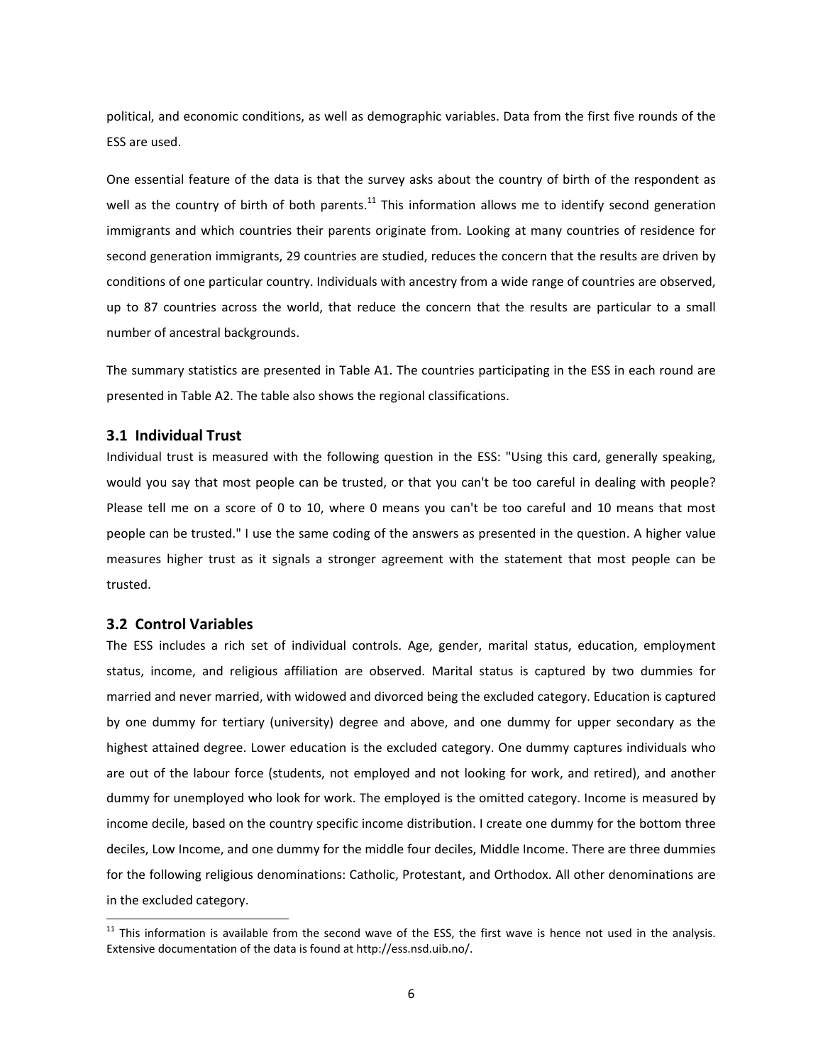political, and economic conditions, as well as demographic variables. Data from the first five rounds of the ESS are used.

One essential feature of the data is that the survey asks about the country of birth of the respondent as well as the country of birth of both parents.[11] This information allows me to identify second generation immigrants and which countries their parents originate from. Looking at many countries of residence for second generation immigrants, 29 countries are studied, reduces the concern that the results are driven by conditions of one particular country. Individuals with ancestry from a wide range of countries are observed, up to 87 countries across the world, that reduce the concern that the results are particular to a small number of ancestral backgrounds.

The summary statistics are presented in Table A1. The countries participating in the ESS in each round are presented in Table A2. The table also shows the regional classifications.

### 3.1 Individual Trust

Individual trust is measured with the following question in the ESS: "Using this card, generally speaking, would you say that most people can be trusted, or that you can't be too careful in dealing with people? Please tell me on a score of 0 to 10, where 0 means you can't be too careful and 10 means that most people can be trusted." I use the same coding of the answers as presented in the question. A higher value measures higher trust as it signals a stronger agreement with the statement that most people can be trusted.

### 3.2 Control Variables

The ESS includes a rich set of individual controls. Age, gender, marital status, education, employment status, income, and religious affiliation are observed. Marital status is captured by two dummies for married and never married, with widowed and divorced being the excluded category. Education is captured by one dummy for tertiary (university) degree and above, and one dummy for upper secondary as the highest attained degree. Lower education is the excluded category. One dummy captures individuals who are out of the labour force (students, not employed and not looking for work, and retired), and another dummy for unemployed who look for work. The employed is the omitted category. Income is measured by income decile, based on the country specific income distribution. I create one dummy for the bottom three deciles, Low Income, and one dummy for the middle four deciles, Middle Income. There are three dummies for the following religious denominations: Catholic, Protestant, and Orthodox. All other denominations are in the excluded category.

[11] This information is available from the second wave of the ESS, the first wave is hence not used in the analysis. Extensive documentation of the data is found at http://ess.nsd.uib.no/.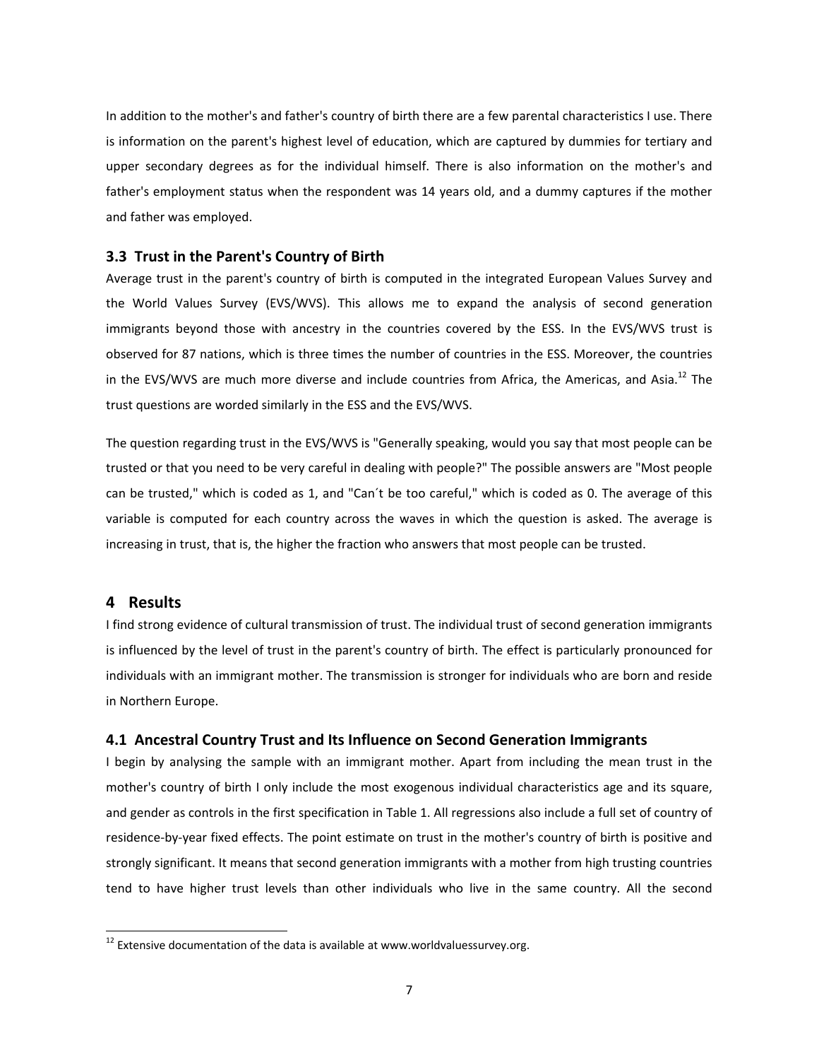In addition to the mother's and father's country of birth there are a few parental characteristics I use. There is information on the parent's highest level of education, which are captured by dummies for tertiary and upper secondary degrees as for the individual himself. There is also information on the mother's and father's employment status when the respondent was 14 years old, and a dummy captures if the mother and father was employed.

### 3.3 Trust in the Parent's Country of Birth

Average trust in the parent's country of birth is computed in the integrated European Values Survey and the World Values Survey (EVS/WVS). This allows me to expand the analysis of second generation immigrants beyond those with ancestry in the countries covered by the ESS. In the EVS/WVS trust is observed for 87 nations, which is three times the number of countries in the ESS. Moreover, the countries in the EVS/WVS are much more diverse and include countries from Africa, the Americas, and Asia.[12] The trust questions are worded similarly in the ESS and the EVS/WVS.

The question regarding trust in the EVS/WVS is "Generally speaking, would you say that most people can be trusted or that you need to be very careful in dealing with people?" The possible answers are "Most people can be trusted," which is coded as 1, and "Can´t be too careful," which is coded as 0. The average of this variable is computed for each country across the waves in which the question is asked. The average is increasing in trust, that is, the higher the fraction who answers that most people can be trusted.

## 4 Results

I find strong evidence of cultural transmission of trust. The individual trust of second generation immigrants is influenced by the level of trust in the parent's country of birth. The effect is particularly pronounced for individuals with an immigrant mother. The transmission is stronger for individuals who are born and reside in Northern Europe.

### 4.1 Ancestral Country Trust and Its Influence on Second Generation Immigrants

I begin by analysing the sample with an immigrant mother. Apart from including the mean trust in the mother's country of birth I only include the most exogenous individual characteristics age and its square, and gender as controls in the first specification in Table 1. All regressions also include a full set of country of residence-by-year fixed effects. The point estimate on trust in the mother's country of birth is positive and strongly significant. It means that second generation immigrants with a mother from high trusting countries tend to have higher trust levels than other individuals who live in the same country. All the second

[12] Extensive documentation of the data is available at www.worldvaluessurvey.org.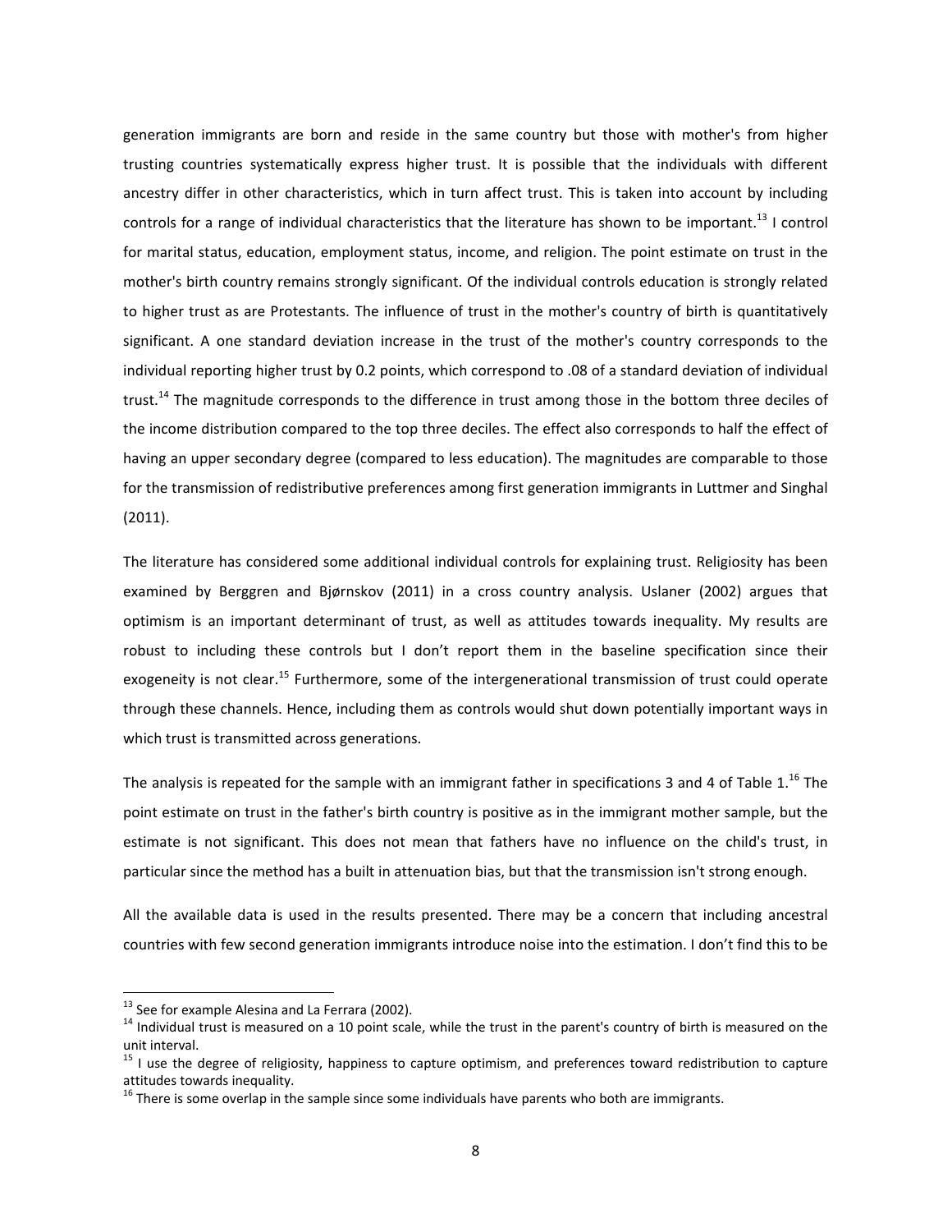generation immigrants are born and reside in the same country but those with mother's from higher trusting countries systematically express higher trust. It is possible that the individuals with different ancestry differ in other characteristics, which in turn affect trust. This is taken into account by including controls for a range of individual characteristics that the literature has shown to be important.[13] I control for marital status, education, employment status, income, and religion. The point estimate on trust in the mother's birth country remains strongly significant. Of the individual controls education is strongly related to higher trust as are Protestants. The influence of trust in the mother's country of birth is quantitatively significant. A one standard deviation increase in the trust of the mother's country corresponds to the individual reporting higher trust by 0.2 points, which correspond to .08 of a standard deviation of individual trust.[14] The magnitude corresponds to the difference in trust among those in the bottom three deciles of the income distribution compared to the top three deciles. The effect also corresponds to half the effect of having an upper secondary degree (compared to less education). The magnitudes are comparable to those for the transmission of redistributive preferences among first generation immigrants in Luttmer and Singhal (2011).

The literature has considered some additional individual controls for explaining trust. Religiosity has been examined by Berggren and Bjørnskov (2011) in a cross country analysis. Uslaner (2002) argues that optimism is an important determinant of trust, as well as attitudes towards inequality. My results are robust to including these controls but I don't report them in the baseline specification since their exogeneity is not clear.[15] Furthermore, some of the intergenerational transmission of trust could operate through these channels. Hence, including them as controls would shut down potentially important ways in which trust is transmitted across generations.

The analysis is repeated for the sample with an immigrant father in specifications 3 and 4 of Table 1.[16] The point estimate on trust in the father's birth country is positive as in the immigrant mother sample, but the estimate is not significant. This does not mean that fathers have no influence on the child's trust, in particular since the method has a built in attenuation bias, but that the transmission isn't strong enough.

All the available data is used in the results presented. There may be a concern that including ancestral countries with few second generation immigrants introduce noise into the estimation. I don't find this to be

---

[13] See for example Alesina and La Ferrara (2002).

[14] Individual trust is measured on a 10 point scale, while the trust in the parent's country of birth is measured on the unit interval.

[15] I use the degree of religiosity, happiness to capture optimism, and preferences toward redistribution to capture attitudes towards inequality.

[16] There is some overlap in the sample since some individuals have parents who both are immigrants.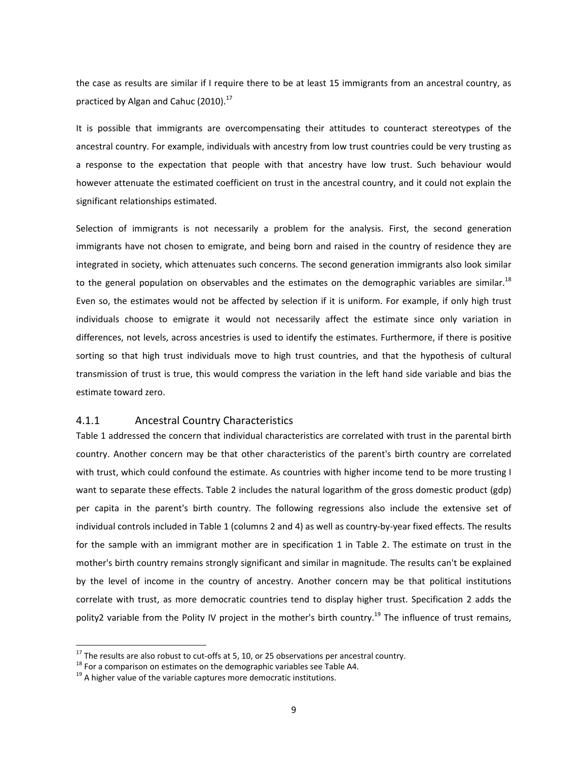the case as results are similar if I require there to be at least 15 immigrants from an ancestral country, as practiced by Algan and Cahuc (2010).[17]

It is possible that immigrants are overcompensating their attitudes to counteract stereotypes of the ancestral country. For example, individuals with ancestry from low trust countries could be very trusting as a response to the expectation that people with that ancestry have low trust. Such behaviour would however attenuate the estimated coefficient on trust in the ancestral country, and it could not explain the significant relationships estimated.

Selection of immigrants is not necessarily a problem for the analysis. First, the second generation immigrants have not chosen to emigrate, and being born and raised in the country of residence they are integrated in society, which attenuates such concerns. The second generation immigrants also look similar to the general population on observables and the estimates on the demographic variables are similar.[18] Even so, the estimates would not be affected by selection if it is uniform. For example, if only high trust individuals choose to emigrate it would not necessarily affect the estimate since only variation in differences, not levels, across ancestries is used to identify the estimates. Furthermore, if there is positive sorting so that high trust individuals move to high trust countries, and that the hypothesis of cultural transmission of trust is true, this would compress the variation in the left hand side variable and bias the estimate toward zero.

### 4.1.1 Ancestral Country Characteristics

Table 1 addressed the concern that individual characteristics are correlated with trust in the parental birth country. Another concern may be that other characteristics of the parent's birth country are correlated with trust, which could confound the estimate. As countries with higher income tend to be more trusting I want to separate these effects. Table 2 includes the natural logarithm of the gross domestic product (gdp) per capita in the parent's birth country. The following regressions also include the extensive set of individual controls included in Table 1 (columns 2 and 4) as well as country-by-year fixed effects. The results for the sample with an immigrant mother are in specification 1 in Table 2. The estimate on trust in the mother's birth country remains strongly significant and similar in magnitude. The results can't be explained by the level of income in the country of ancestry. Another concern may be that political institutions correlate with trust, as more democratic countries tend to display higher trust. Specification 2 adds the polity2 variable from the Polity IV project in the mother's birth country.[19] The influence of trust remains,

[17] The results are also robust to cut-offs at 5, 10, or 25 observations per ancestral country.

[18] For a comparison on estimates on the demographic variables see Table A4.

[19] A higher value of the variable captures more democratic institutions.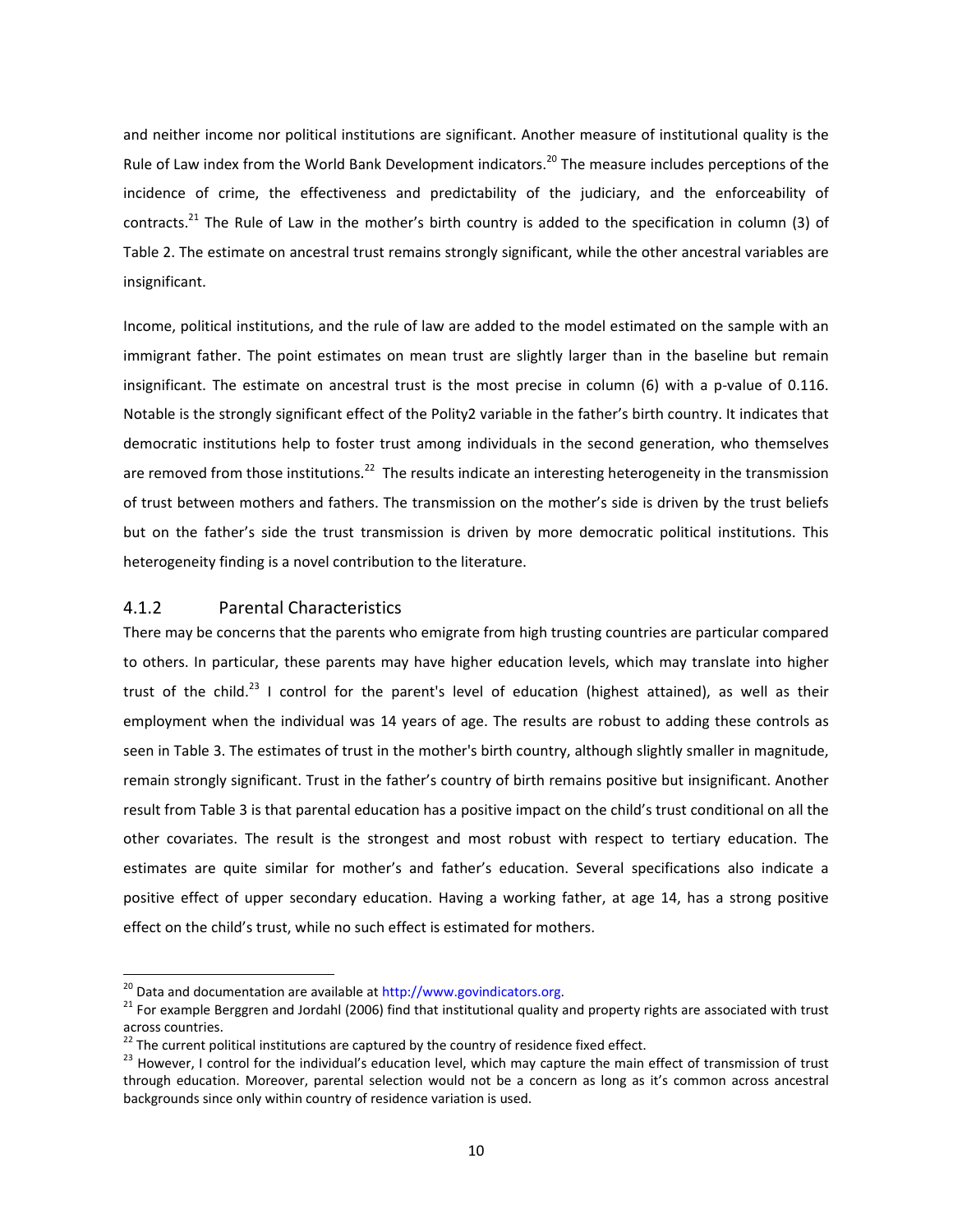and neither income nor political institutions are significant. Another measure of institutional quality is the Rule of Law index from the World Bank Development indicators.[20] The measure includes perceptions of the incidence of crime, the effectiveness and predictability of the judiciary, and the enforceability of contracts.[21] The Rule of Law in the mother's birth country is added to the specification in column (3) of Table 2. The estimate on ancestral trust remains strongly significant, while the other ancestral variables are insignificant.

Income, political institutions, and the rule of law are added to the model estimated on the sample with an immigrant father. The point estimates on mean trust are slightly larger than in the baseline but remain insignificant. The estimate on ancestral trust is the most precise in column (6) with a p-value of 0.116. Notable is the strongly significant effect of the Polity2 variable in the father's birth country. It indicates that democratic institutions help to foster trust among individuals in the second generation, who themselves are removed from those institutions.[22] The results indicate an interesting heterogeneity in the transmission of trust between mothers and fathers. The transmission on the mother's side is driven by the trust beliefs but on the father's side the trust transmission is driven by more democratic political institutions. This heterogeneity finding is a novel contribution to the literature.

### 4.1.2 Parental Characteristics

There may be concerns that the parents who emigrate from high trusting countries are particular compared to others. In particular, these parents may have higher education levels, which may translate into higher trust of the child.[23] I control for the parent's level of education (highest attained), as well as their employment when the individual was 14 years of age. The results are robust to adding these controls as seen in Table 3. The estimates of trust in the mother's birth country, although slightly smaller in magnitude, remain strongly significant. Trust in the father's country of birth remains positive but insignificant. Another result from Table 3 is that parental education has a positive impact on the child's trust conditional on all the other covariates. The result is the strongest and most robust with respect to tertiary education. The estimates are quite similar for mother's and father's education. Several specifications also indicate a positive effect of upper secondary education. Having a working father, at age 14, has a strong positive effect on the child's trust, while no such effect is estimated for mothers.

---

[20] Data and documentation are available at http://www.govindicators.org.

[21] For example Berggren and Jordahl (2006) find that institutional quality and property rights are associated with trust across countries.

[22] The current political institutions are captured by the country of residence fixed effect.

[23] However, I control for the individual's education level, which may capture the main effect of transmission of trust through education. Moreover, parental selection would not be a concern as long as it's common across ancestral backgrounds since only within country of residence variation is used.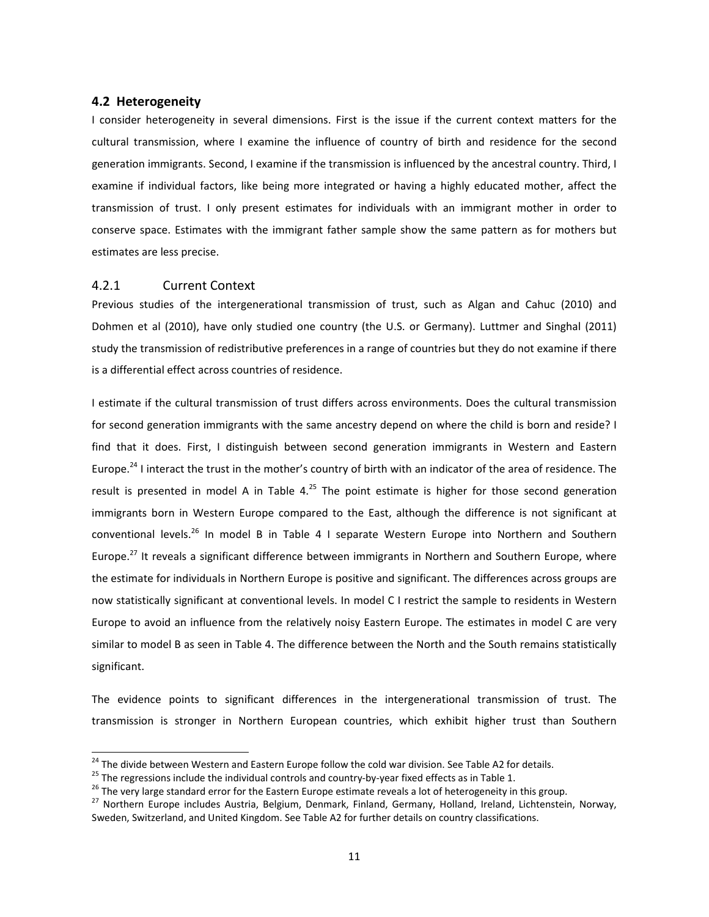## 4.2 Heterogeneity

I consider heterogeneity in several dimensions. First is the issue if the current context matters for the cultural transmission, where I examine the influence of country of birth and residence for the second generation immigrants. Second, I examine if the transmission is influenced by the ancestral country. Third, I examine if individual factors, like being more integrated or having a highly educated mother, affect the transmission of trust. I only present estimates for individuals with an immigrant mother in order to conserve space. Estimates with the immigrant father sample show the same pattern as for mothers but estimates are less precise.

### 4.2.1 Current Context

Previous studies of the intergenerational transmission of trust, such as Algan and Cahuc (2010) and Dohmen et al (2010), have only studied one country (the U.S. or Germany). Luttmer and Singhal (2011) study the transmission of redistributive preferences in a range of countries but they do not examine if there is a differential effect across countries of residence.

I estimate if the cultural transmission of trust differs across environments. Does the cultural transmission for second generation immigrants with the same ancestry depend on where the child is born and reside? I find that it does. First, I distinguish between second generation immigrants in Western and Eastern Europe.[24] I interact the trust in the mother's country of birth with an indicator of the area of residence. The result is presented in model A in Table 4.[25] The point estimate is higher for those second generation immigrants born in Western Europe compared to the East, although the difference is not significant at conventional levels.[26] In model B in Table 4 I separate Western Europe into Northern and Southern Europe.[27] It reveals a significant difference between immigrants in Northern and Southern Europe, where the estimate for individuals in Northern Europe is positive and significant. The differences across groups are now statistically significant at conventional levels. In model C I restrict the sample to residents in Western Europe to avoid an influence from the relatively noisy Eastern Europe. The estimates in model C are very similar to model B as seen in Table 4. The difference between the North and the South remains statistically significant.

The evidence points to significant differences in the intergenerational transmission of trust. The transmission is stronger in Northern European countries, which exhibit higher trust than Southern

---

[24] The divide between Western and Eastern Europe follow the cold war division. See Table A2 for details.

[25] The regressions include the individual controls and country-by-year fixed effects as in Table 1.

[26] The very large standard error for the Eastern Europe estimate reveals a lot of heterogeneity in this group.

[27] Northern Europe includes Austria, Belgium, Denmark, Finland, Germany, Holland, Ireland, Lichtenstein, Norway, Sweden, Switzerland, and United Kingdom. See Table A2 for further details on country classifications.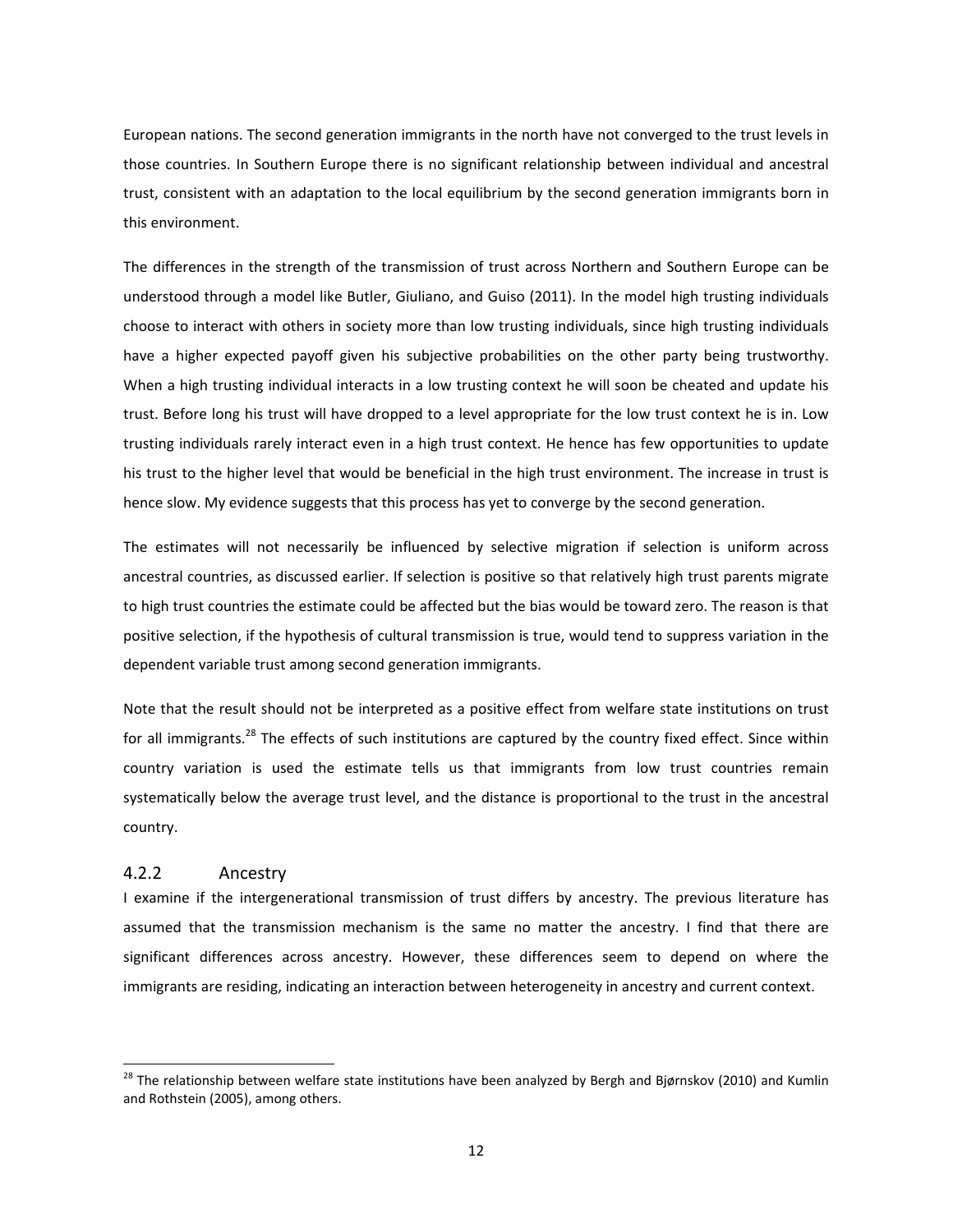European nations. The second generation immigrants in the north have not converged to the trust levels in those countries. In Southern Europe there is no significant relationship between individual and ancestral trust, consistent with an adaptation to the local equilibrium by the second generation immigrants born in this environment.

The differences in the strength of the transmission of trust across Northern and Southern Europe can be understood through a model like Butler, Giuliano, and Guiso (2011). In the model high trusting individuals choose to interact with others in society more than low trusting individuals, since high trusting individuals have a higher expected payoff given his subjective probabilities on the other party being trustworthy. When a high trusting individual interacts in a low trusting context he will soon be cheated and update his trust. Before long his trust will have dropped to a level appropriate for the low trust context he is in. Low trusting individuals rarely interact even in a high trust context. He hence has few opportunities to update his trust to the higher level that would be beneficial in the high trust environment. The increase in trust is hence slow. My evidence suggests that this process has yet to converge by the second generation.

The estimates will not necessarily be influenced by selective migration if selection is uniform across ancestral countries, as discussed earlier. If selection is positive so that relatively high trust parents migrate to high trust countries the estimate could be affected but the bias would be toward zero. The reason is that positive selection, if the hypothesis of cultural transmission is true, would tend to suppress variation in the dependent variable trust among second generation immigrants.

Note that the result should not be interpreted as a positive effect from welfare state institutions on trust for all immigrants.[28] The effects of such institutions are captured by the country fixed effect. Since within country variation is used the estimate tells us that immigrants from low trust countries remain systematically below the average trust level, and the distance is proportional to the trust in the ancestral country.

### 4.2.2 Ancestry

I examine if the intergenerational transmission of trust differs by ancestry. The previous literature has assumed that the transmission mechanism is the same no matter the ancestry. I find that there are significant differences across ancestry. However, these differences seem to depend on where the immigrants are residing, indicating an interaction between heterogeneity in ancestry and current context.

---

[28] The relationship between welfare state institutions have been analyzed by Bergh and Bjørnskov (2010) and Kumlin and Rothstein (2005), among others.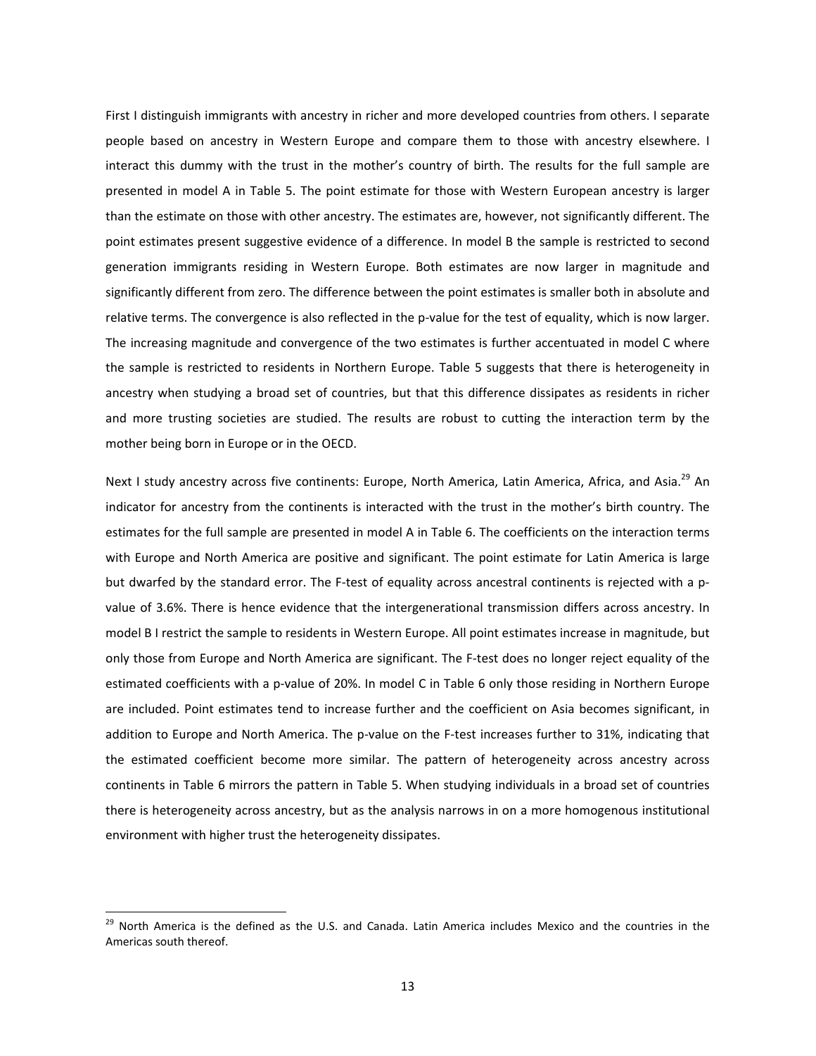First I distinguish immigrants with ancestry in richer and more developed countries from others. I separate people based on ancestry in Western Europe and compare them to those with ancestry elsewhere. I interact this dummy with the trust in the mother's country of birth. The results for the full sample are presented in model A in Table 5. The point estimate for those with Western European ancestry is larger than the estimate on those with other ancestry. The estimates are, however, not significantly different. The point estimates present suggestive evidence of a difference. In model B the sample is restricted to second generation immigrants residing in Western Europe. Both estimates are now larger in magnitude and significantly different from zero. The difference between the point estimates is smaller both in absolute and relative terms. The convergence is also reflected in the p-value for the test of equality, which is now larger. The increasing magnitude and convergence of the two estimates is further accentuated in model C where the sample is restricted to residents in Northern Europe. Table 5 suggests that there is heterogeneity in ancestry when studying a broad set of countries, but that this difference dissipates as residents in richer and more trusting societies are studied. The results are robust to cutting the interaction term by the mother being born in Europe or in the OECD.

Next I study ancestry across five continents: Europe, North America, Latin America, Africa, and Asia.[29] An indicator for ancestry from the continents is interacted with the trust in the mother's birth country. The estimates for the full sample are presented in model A in Table 6. The coefficients on the interaction terms with Europe and North America are positive and significant. The point estimate for Latin America is large but dwarfed by the standard error. The F-test of equality across ancestral continents is rejected with a p-value of 3.6%. There is hence evidence that the intergenerational transmission differs across ancestry. In model B I restrict the sample to residents in Western Europe. All point estimates increase in magnitude, but only those from Europe and North America are significant. The F-test does no longer reject equality of the estimated coefficients with a p-value of 20%. In model C in Table 6 only those residing in Northern Europe are included. Point estimates tend to increase further and the coefficient on Asia becomes significant, in addition to Europe and North America. The p-value on the F-test increases further to 31%, indicating that the estimated coefficient become more similar. The pattern of heterogeneity across ancestry across continents in Table 6 mirrors the pattern in Table 5. When studying individuals in a broad set of countries there is heterogeneity across ancestry, but as the analysis narrows in on a more homogenous institutional environment with higher trust the heterogeneity dissipates.

---

[29] North America is the defined as the U.S. and Canada. Latin America includes Mexico and the countries in the Americas south thereof.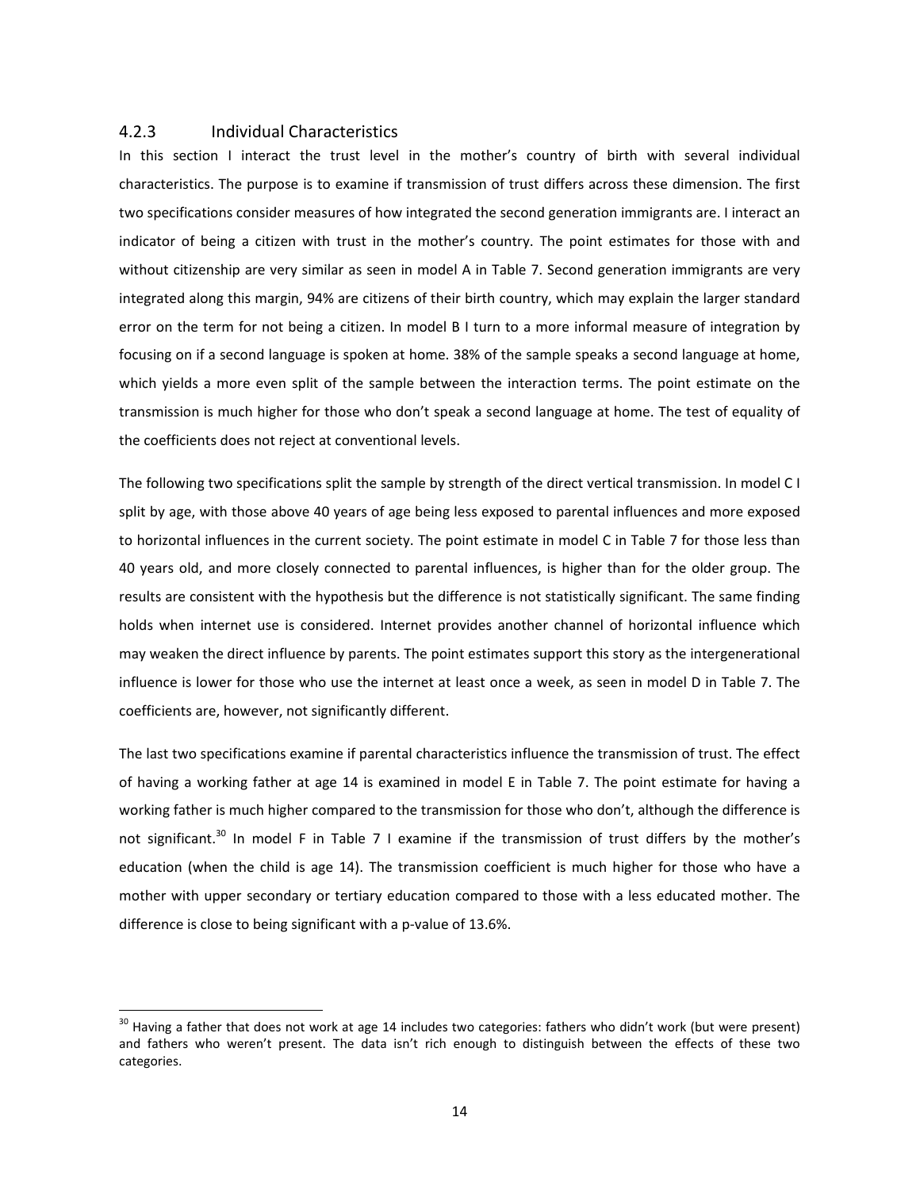### 4.2.3 Individual Characteristics

In this section I interact the trust level in the mother's country of birth with several individual characteristics. The purpose is to examine if transmission of trust differs across these dimension. The first two specifications consider measures of how integrated the second generation immigrants are. I interact an indicator of being a citizen with trust in the mother's country. The point estimates for those with and without citizenship are very similar as seen in model A in Table 7. Second generation immigrants are very integrated along this margin, 94% are citizens of their birth country, which may explain the larger standard error on the term for not being a citizen. In model B I turn to a more informal measure of integration by focusing on if a second language is spoken at home. 38% of the sample speaks a second language at home, which yields a more even split of the sample between the interaction terms. The point estimate on the transmission is much higher for those who don't speak a second language at home. The test of equality of the coefficients does not reject at conventional levels.

The following two specifications split the sample by strength of the direct vertical transmission. In model C I split by age, with those above 40 years of age being less exposed to parental influences and more exposed to horizontal influences in the current society. The point estimate in model C in Table 7 for those less than 40 years old, and more closely connected to parental influences, is higher than for the older group. The results are consistent with the hypothesis but the difference is not statistically significant. The same finding holds when internet use is considered. Internet provides another channel of horizontal influence which may weaken the direct influence by parents. The point estimates support this story as the intergenerational influence is lower for those who use the internet at least once a week, as seen in model D in Table 7. The coefficients are, however, not significantly different.

The last two specifications examine if parental characteristics influence the transmission of trust. The effect of having a working father at age 14 is examined in model E in Table 7. The point estimate for having a working father is much higher compared to the transmission for those who don't, although the difference is not significant.[30] In model F in Table 7 I examine if the transmission of trust differs by the mother's education (when the child is age 14). The transmission coefficient is much higher for those who have a mother with upper secondary or tertiary education compared to those with a less educated mother. The difference is close to being significant with a p-value of 13.6%.

[30] Having a father that does not work at age 14 includes two categories: fathers who didn't work (but were present) and fathers who weren't present. The data isn't rich enough to distinguish between the effects of these two categories.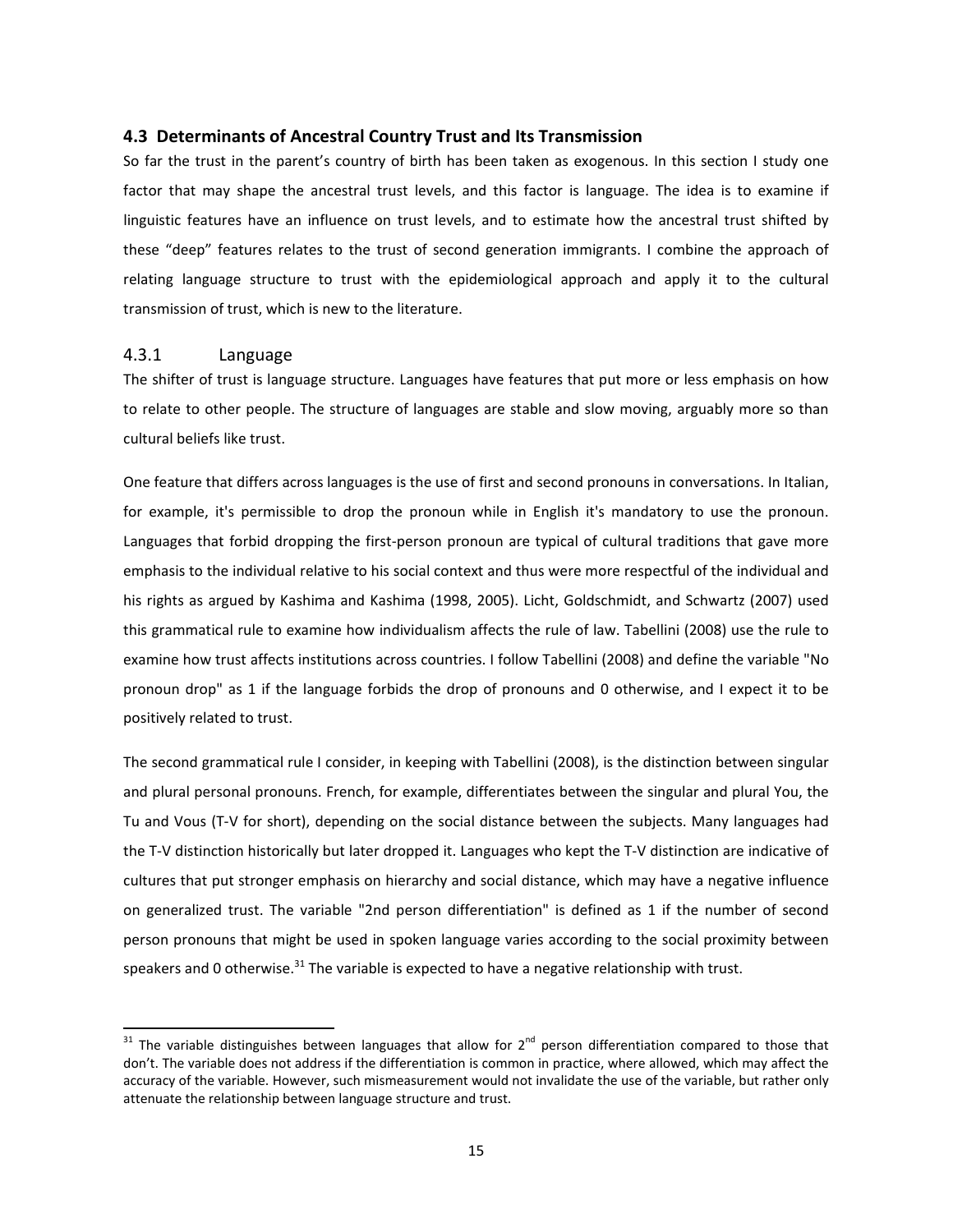### 4.3 Determinants of Ancestral Country Trust and Its Transmission

So far the trust in the parent's country of birth has been taken as exogenous. In this section I study one factor that may shape the ancestral trust levels, and this factor is language. The idea is to examine if linguistic features have an influence on trust levels, and to estimate how the ancestral trust shifted by these "deep" features relates to the trust of second generation immigrants. I combine the approach of relating language structure to trust with the epidemiological approach and apply it to the cultural transmission of trust, which is new to the literature.

#### 4.3.1 Language

The shifter of trust is language structure. Languages have features that put more or less emphasis on how to relate to other people. The structure of languages are stable and slow moving, arguably more so than cultural beliefs like trust.

One feature that differs across languages is the use of first and second pronouns in conversations. In Italian, for example, it's permissible to drop the pronoun while in English it's mandatory to use the pronoun. Languages that forbid dropping the first-person pronoun are typical of cultural traditions that gave more emphasis to the individual relative to his social context and thus were more respectful of the individual and his rights as argued by Kashima and Kashima (1998, 2005). Licht, Goldschmidt, and Schwartz (2007) used this grammatical rule to examine how individualism affects the rule of law. Tabellini (2008) use the rule to examine how trust affects institutions across countries. I follow Tabellini (2008) and define the variable "No pronoun drop" as 1 if the language forbids the drop of pronouns and 0 otherwise, and I expect it to be positively related to trust.

The second grammatical rule I consider, in keeping with Tabellini (2008), is the distinction between singular and plural personal pronouns. French, for example, differentiates between the singular and plural You, the Tu and Vous (T-V for short), depending on the social distance between the subjects. Many languages had the T-V distinction historically but later dropped it. Languages who kept the T-V distinction are indicative of cultures that put stronger emphasis on hierarchy and social distance, which may have a negative influence on generalized trust. The variable "2nd person differentiation" is defined as 1 if the number of second person pronouns that might be used in spoken language varies according to the social proximity between speakers and 0 otherwise.[31] The variable is expected to have a negative relationship with trust.

[31] The variable distinguishes between languages that allow for 2nd person differentiation compared to those that don't. The variable does not address if the differentiation is common in practice, where allowed, which may affect the accuracy of the variable. However, such mismeasurement would not invalidate the use of the variable, but rather only attenuate the relationship between language structure and trust.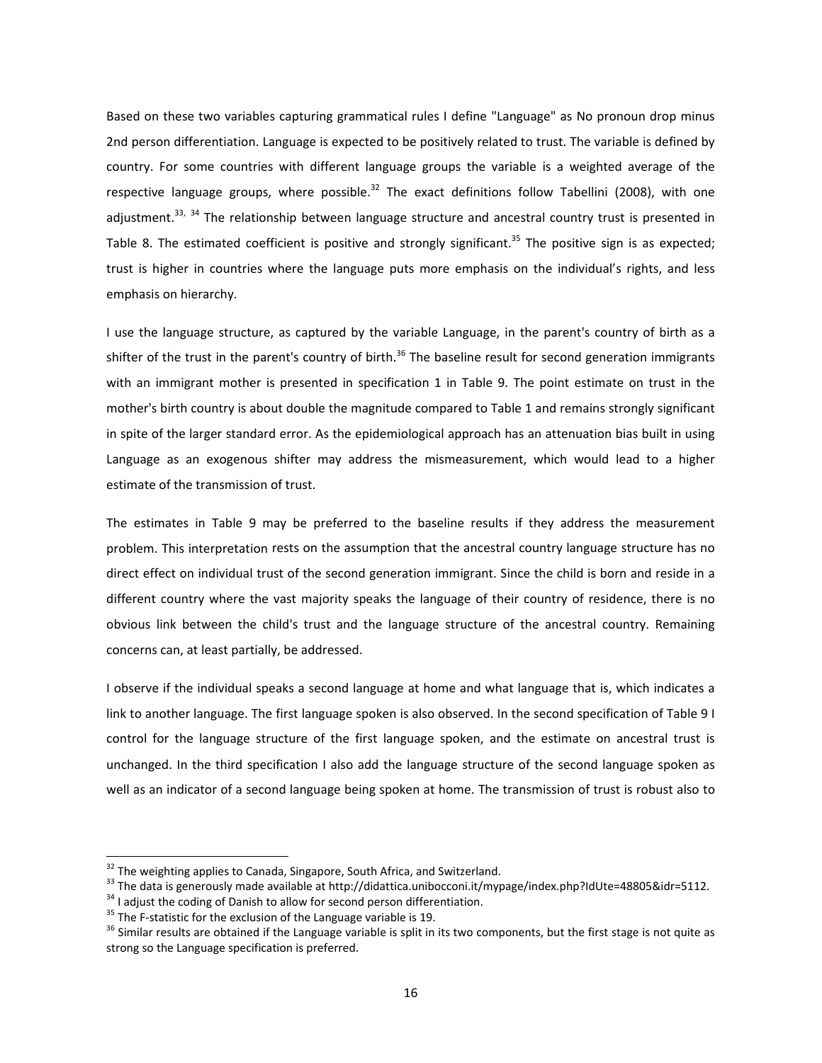Based on these two variables capturing grammatical rules I define "Language" as No pronoun drop minus 2nd person differentiation. Language is expected to be positively related to trust. The variable is defined by country. For some countries with different language groups the variable is a weighted average of the respective language groups, where possible.[32] The exact definitions follow Tabellini (2008), with one adjustment.[33, 34] The relationship between language structure and ancestral country trust is presented in Table 8. The estimated coefficient is positive and strongly significant.[35] The positive sign is as expected; trust is higher in countries where the language puts more emphasis on the individual's rights, and less emphasis on hierarchy.

I use the language structure, as captured by the variable Language, in the parent's country of birth as a shifter of the trust in the parent's country of birth.[36] The baseline result for second generation immigrants with an immigrant mother is presented in specification 1 in Table 9. The point estimate on trust in the mother's birth country is about double the magnitude compared to Table 1 and remains strongly significant in spite of the larger standard error. As the epidemiological approach has an attenuation bias built in using Language as an exogenous shifter may address the mismeasurement, which would lead to a higher estimate of the transmission of trust.

The estimates in Table 9 may be preferred to the baseline results if they address the measurement problem. This interpretation rests on the assumption that the ancestral country language structure has no direct effect on individual trust of the second generation immigrant. Since the child is born and reside in a different country where the vast majority speaks the language of their country of residence, there is no obvious link between the child's trust and the language structure of the ancestral country. Remaining concerns can, at least partially, be addressed.

I observe if the individual speaks a second language at home and what language that is, which indicates a link to another language. The first language spoken is also observed. In the second specification of Table 9 I control for the language structure of the first language spoken, and the estimate on ancestral trust is unchanged. In the third specification I also add the language structure of the second language spoken as well as an indicator of a second language being spoken at home. The transmission of trust is robust also to

---

[32] The weighting applies to Canada, Singapore, South Africa, and Switzerland.

[33] The data is generously made available at http://didattica.unibocconi.it/mypage/index.php?IdUte=48805&idr=5112.

[34] I adjust the coding of Danish to allow for second person differentiation.

[35] The F-statistic for the exclusion of the Language variable is 19.

[36] Similar results are obtained if the Language variable is split in its two components, but the first stage is not quite as strong so the Language specification is preferred.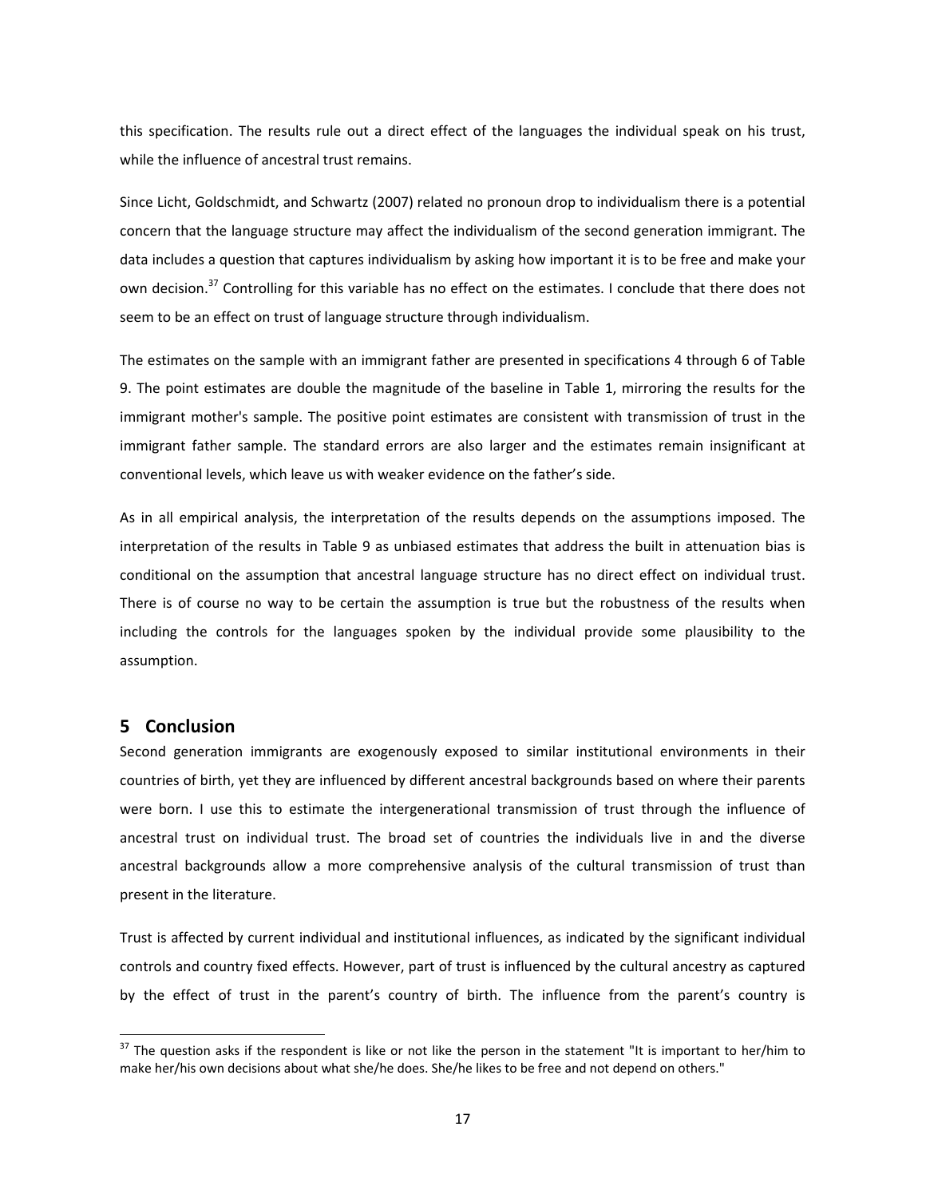this specification. The results rule out a direct effect of the languages the individual speak on his trust, while the influence of ancestral trust remains.

Since Licht, Goldschmidt, and Schwartz (2007) related no pronoun drop to individualism there is a potential concern that the language structure may affect the individualism of the second generation immigrant. The data includes a question that captures individualism by asking how important it is to be free and make your own decision.[37] Controlling for this variable has no effect on the estimates. I conclude that there does not seem to be an effect on trust of language structure through individualism.

The estimates on the sample with an immigrant father are presented in specifications 4 through 6 of Table 9. The point estimates are double the magnitude of the baseline in Table 1, mirroring the results for the immigrant mother's sample. The positive point estimates are consistent with transmission of trust in the immigrant father sample. The standard errors are also larger and the estimates remain insignificant at conventional levels, which leave us with weaker evidence on the father's side.

As in all empirical analysis, the interpretation of the results depends on the assumptions imposed. The interpretation of the results in Table 9 as unbiased estimates that address the built in attenuation bias is conditional on the assumption that ancestral language structure has no direct effect on individual trust. There is of course no way to be certain the assumption is true but the robustness of the results when including the controls for the languages spoken by the individual provide some plausibility to the assumption.

## 5 Conclusion

Second generation immigrants are exogenously exposed to similar institutional environments in their countries of birth, yet they are influenced by different ancestral backgrounds based on where their parents were born. I use this to estimate the intergenerational transmission of trust through the influence of ancestral trust on individual trust. The broad set of countries the individuals live in and the diverse ancestral backgrounds allow a more comprehensive analysis of the cultural transmission of trust than present in the literature.

Trust is affected by current individual and institutional influences, as indicated by the significant individual controls and country fixed effects. However, part of trust is influenced by the cultural ancestry as captured by the effect of trust in the parent's country of birth. The influence from the parent's country is

[37] The question asks if the respondent is like or not like the person in the statement "It is important to her/him to make her/his own decisions about what she/he does. She/he likes to be free and not depend on others."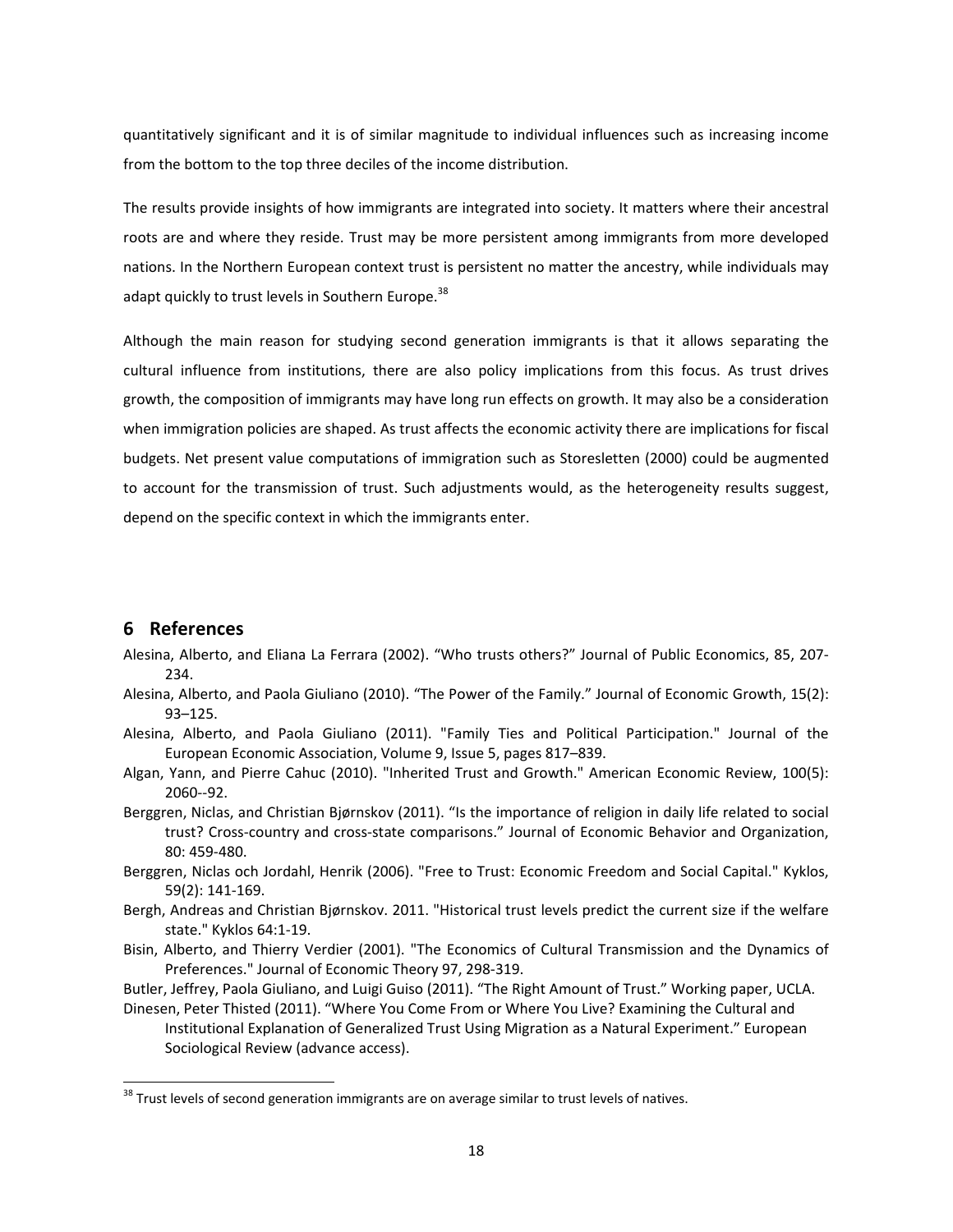quantitatively significant and it is of similar magnitude to individual influences such as increasing income from the bottom to the top three deciles of the income distribution.

The results provide insights of how immigrants are integrated into society. It matters where their ancestral roots are and where they reside. Trust may be more persistent among immigrants from more developed nations. In the Northern European context trust is persistent no matter the ancestry, while individuals may adapt quickly to trust levels in Southern Europe.[38]

Although the main reason for studying second generation immigrants is that it allows separating the cultural influence from institutions, there are also policy implications from this focus. As trust drives growth, the composition of immigrants may have long run effects on growth. It may also be a consideration when immigration policies are shaped. As trust affects the economic activity there are implications for fiscal budgets. Net present value computations of immigration such as Storesletten (2000) could be augmented to account for the transmission of trust. Such adjustments would, as the heterogeneity results suggest, depend on the specific context in which the immigrants enter.

## 6 References

Alesina, Alberto, and Eliana La Ferrara (2002). "Who trusts others?" Journal of Public Economics, 85, 207-234.

Alesina, Alberto, and Paola Giuliano (2010). "The Power of the Family." Journal of Economic Growth, 15(2): 93–125.

Alesina, Alberto, and Paola Giuliano (2011). "Family Ties and Political Participation." Journal of the European Economic Association, Volume 9, Issue 5, pages 817–839.

Algan, Yann, and Pierre Cahuc (2010). "Inherited Trust and Growth." American Economic Review, 100(5): 2060--92.

Berggren, Niclas, and Christian Bjørnskov (2011). "Is the importance of religion in daily life related to social trust? Cross-country and cross-state comparisons." Journal of Economic Behavior and Organization, 80: 459-480.

Berggren, Niclas och Jordahl, Henrik (2006). "Free to Trust: Economic Freedom and Social Capital." Kyklos, 59(2): 141-169.

Bergh, Andreas and Christian Bjørnskov. 2011. "Historical trust levels predict the current size if the welfare state." Kyklos 64:1-19.

Bisin, Alberto, and Thierry Verdier (2001). "The Economics of Cultural Transmission and the Dynamics of Preferences." Journal of Economic Theory 97, 298-319.

Butler, Jeffrey, Paola Giuliano, and Luigi Guiso (2011). "The Right Amount of Trust." Working paper, UCLA.

Dinesen, Peter Thisted (2011). "Where You Come From or Where You Live? Examining the Cultural and Institutional Explanation of Generalized Trust Using Migration as a Natural Experiment." European Sociological Review (advance access).

[38] Trust levels of second generation immigrants are on average similar to trust levels of natives.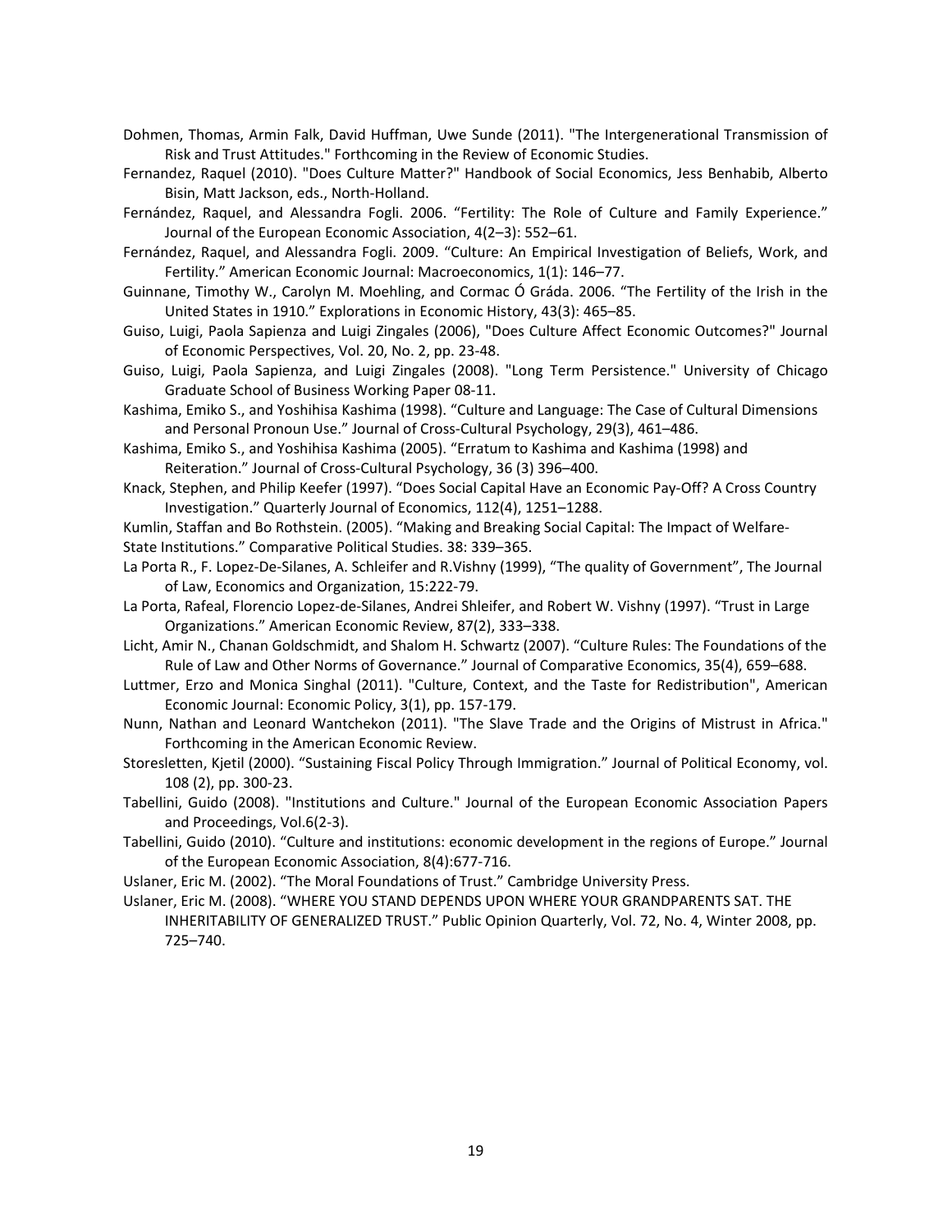Dohmen, Thomas, Armin Falk, David Huffman, Uwe Sunde (2011). "The Intergenerational Transmission of Risk and Trust Attitudes." Forthcoming in the Review of Economic Studies.

Fernandez, Raquel (2010). "Does Culture Matter?" Handbook of Social Economics, Jess Benhabib, Alberto Bisin, Matt Jackson, eds., North-Holland.

Fernández, Raquel, and Alessandra Fogli. 2006. "Fertility: The Role of Culture and Family Experience." Journal of the European Economic Association, 4(2–3): 552–61.

Fernández, Raquel, and Alessandra Fogli. 2009. "Culture: An Empirical Investigation of Beliefs, Work, and Fertility." American Economic Journal: Macroeconomics, 1(1): 146–77.

Guinnane, Timothy W., Carolyn M. Moehling, and Cormac Ó Gráda. 2006. "The Fertility of the Irish in the United States in 1910." Explorations in Economic History, 43(3): 465–85.

Guiso, Luigi, Paola Sapienza and Luigi Zingales (2006), "Does Culture Affect Economic Outcomes?" Journal of Economic Perspectives, Vol. 20, No. 2, pp. 23-48.

Guiso, Luigi, Paola Sapienza, and Luigi Zingales (2008). "Long Term Persistence." University of Chicago Graduate School of Business Working Paper 08-11.

Kashima, Emiko S., and Yoshihisa Kashima (1998). "Culture and Language: The Case of Cultural Dimensions and Personal Pronoun Use." Journal of Cross-Cultural Psychology, 29(3), 461–486.

Kashima, Emiko S., and Yoshihisa Kashima (2005). "Erratum to Kashima and Kashima (1998) and Reiteration." Journal of Cross-Cultural Psychology, 36 (3) 396–400.

Knack, Stephen, and Philip Keefer (1997). "Does Social Capital Have an Economic Pay-Off? A Cross Country Investigation." Quarterly Journal of Economics, 112(4), 1251–1288.

Kumlin, Staffan and Bo Rothstein. (2005). "Making and Breaking Social Capital: The Impact of Welfare-State Institutions." Comparative Political Studies. 38: 339–365.

La Porta R., F. Lopez-De-Silanes, A. Schleifer and R.Vishny (1999), "The quality of Government", The Journal of Law, Economics and Organization, 15:222-79.

La Porta, Rafeal, Florencio Lopez-de-Silanes, Andrei Shleifer, and Robert W. Vishny (1997). "Trust in Large Organizations." American Economic Review, 87(2), 333–338.

Licht, Amir N., Chanan Goldschmidt, and Shalom H. Schwartz (2007). "Culture Rules: The Foundations of the Rule of Law and Other Norms of Governance." Journal of Comparative Economics, 35(4), 659–688.

Luttmer, Erzo and Monica Singhal (2011). "Culture, Context, and the Taste for Redistribution", American Economic Journal: Economic Policy, 3(1), pp. 157-179.

Nunn, Nathan and Leonard Wantchekon (2011). "The Slave Trade and the Origins of Mistrust in Africa." Forthcoming in the American Economic Review.

Storesletten, Kjetil (2000). "Sustaining Fiscal Policy Through Immigration." Journal of Political Economy, vol. 108 (2), pp. 300-23.

Tabellini, Guido (2008). "Institutions and Culture." Journal of the European Economic Association Papers and Proceedings, Vol.6(2-3).

Tabellini, Guido (2010). "Culture and institutions: economic development in the regions of Europe." Journal of the European Economic Association, 8(4):677-716.

Uslaner, Eric M. (2002). "The Moral Foundations of Trust." Cambridge University Press.

Uslaner, Eric M. (2008). "WHERE YOU STAND DEPENDS UPON WHERE YOUR GRANDPARENTS SAT. THE INHERITABILITY OF GENERALIZED TRUST." Public Opinion Quarterly, Vol. 72, No. 4, Winter 2008, pp. 725–740.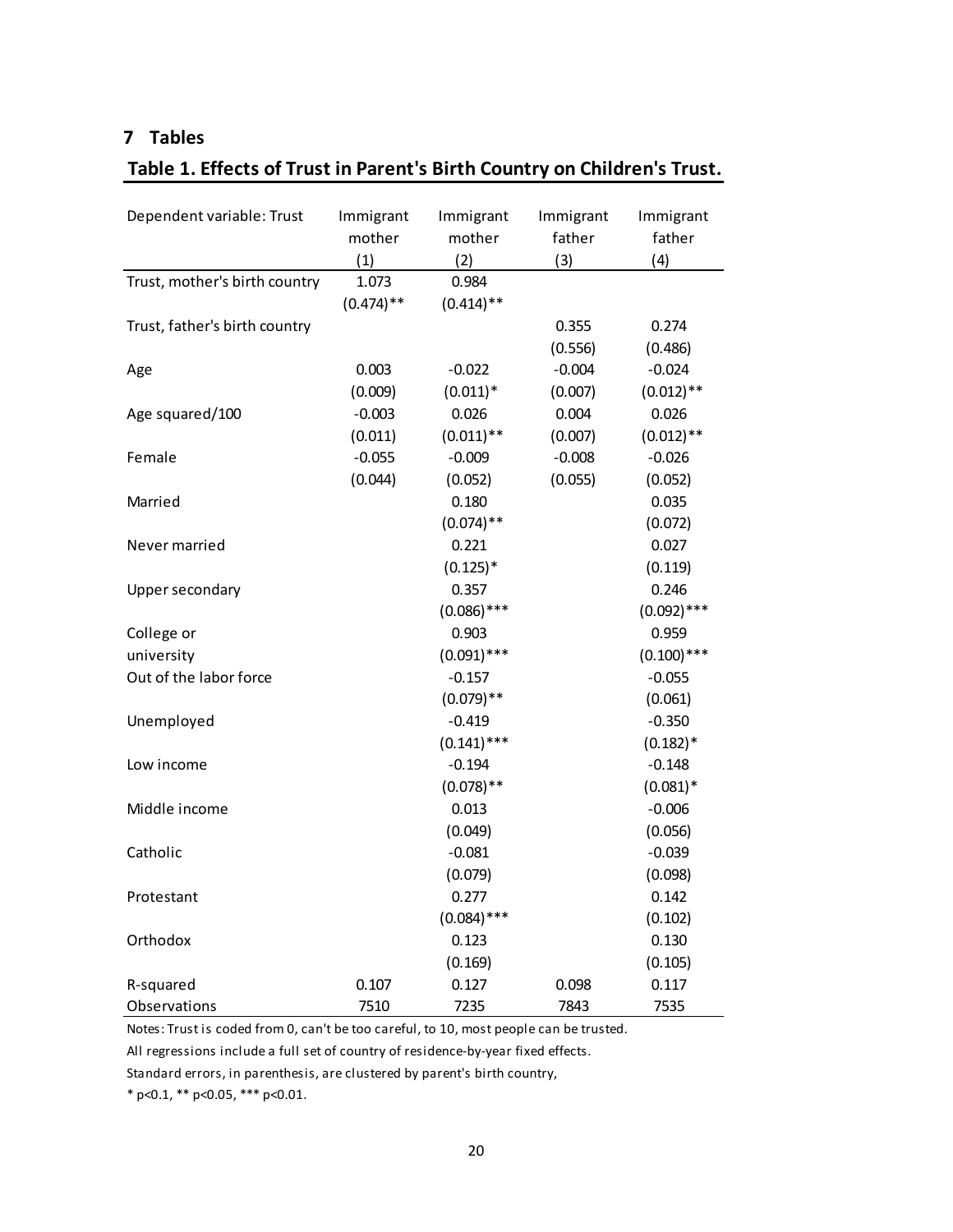## 7 Tables

**Table 1. Effects of Trust in Parent's Birth Country on Children's Trust.**

| Dependent variable: Trust | Immigrant mother (1) | Immigrant mother (2) | Immigrant father (3) | Immigrant father (4) |
|---|---|---|---|---|
| Trust, mother's birth country | 1.073 | 0.984 | | |
| | (0.474)** | (0.414)** | | |
| Trust, father's birth country | | | 0.355 | 0.274 |
| | | | (0.556) | (0.486) |
| Age | 0.003 | -0.022 | -0.004 | -0.024 |
| | (0.009) | (0.011)* | (0.007) | (0.012)** |
| Age squared/100 | -0.003 | 0.026 | 0.004 | 0.026 |
| | (0.011) | (0.011)** | (0.007) | (0.012)** |
| Female | -0.055 | -0.009 | -0.008 | -0.026 |
| | (0.044) | (0.052) | (0.055) | (0.052) |
| Married | | 0.180 | | 0.035 |
| | | (0.074)** | | (0.072) |
| Never married | | 0.221 | | 0.027 |
| | | (0.125)* | | (0.119) |
| Upper secondary | | 0.357 | | 0.246 |
| | | (0.086)*** | | (0.092)*** |
| College or university | | 0.903 | | 0.959 |
| | | (0.091)*** | | (0.100)*** |
| Out of the labor force | | -0.157 | | -0.055 |
| | | (0.079)** | | (0.061) |
| Unemployed | | -0.419 | | -0.350 |
| | | (0.141)*** | | (0.182)* |
| Low income | | -0.194 | | -0.148 |
| | | (0.078)** | | (0.081)* |
| Middle income | | 0.013 | | -0.006 |
| | | (0.049) | | (0.056) |
| Catholic | | -0.081 | | -0.039 |
| | | (0.079) | | (0.098) |
| Protestant | | 0.277 | | 0.142 |
| | | (0.084)*** | | (0.102) |
| Orthodox | | 0.123 | | 0.130 |
| | | (0.169) | | (0.105) |
| R-squared | 0.107 | 0.127 | 0.098 | 0.117 |
| Observations | 7510 | 7235 | 7843 | 7535 |

Notes: Trust is coded from 0, can't be too careful, to 10, most people can be trusted.

All regressions include a full set of country of residence-by-year fixed effects.

Standard errors, in parenthesis, are clustered by parent's birth country,

* $p<0.1$, ** $p<0.05$, *** $p<0.01$.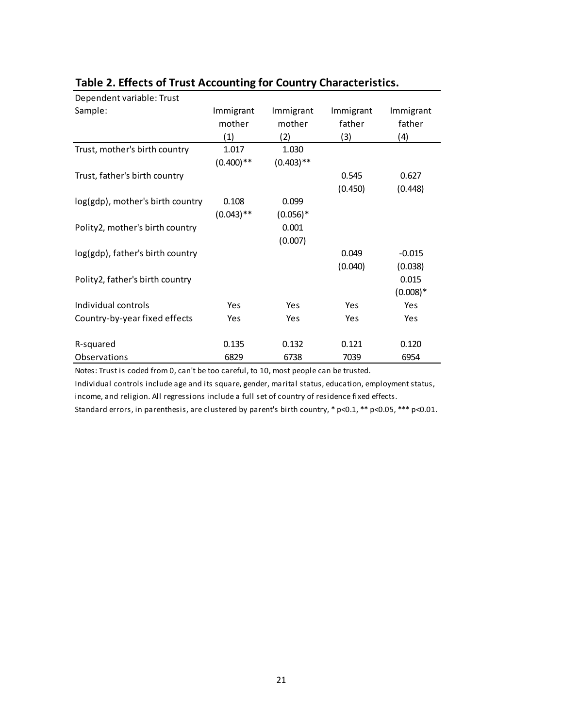## Table 2. Effects of Trust Accounting for Country Characteristics.

| Dependent variable: Trust | | | | |
|---|---|---|---|---|
| Sample: | Immigrant mother | Immigrant mother | Immigrant father | Immigrant father |
| | (1) | (2) | (3) | (4) |
| Trust, mother's birth country | 1.017 | 1.030 | | |
| | (0.400)** | (0.403)** | | |
| Trust, father's birth country | | | 0.545 | 0.627 |
| | | | (0.450) | (0.448) |
| log(gdp), mother's birth country | 0.108 | 0.099 | | |
| | (0.043)** | (0.056)* | | |
| Polity2, mother's birth country | | 0.001 | | |
| | | (0.007) | | |
| log(gdp), father's birth country | | | 0.049 | -0.015 |
| | | | (0.040) | (0.038) |
| Polity2, father's birth country | | | | 0.015 |
| | | | | (0.008)* |
| Individual controls | Yes | Yes | Yes | Yes |
| Country-by-year fixed effects | Yes | Yes | Yes | Yes |
| R-squared | 0.135 | 0.132 | 0.121 | 0.120 |
| Observations | 6829 | 6738 | 7039 | 6954 |

Notes: Trust is coded from 0, can't be too careful, to 10, most people can be trusted.
Individual controls include age and its square, gender, marital status, education, employment status, income, and religion. All regressions include a full set of country of residence fixed effects.
Standard errors, in parenthesis, are clustered by parent's birth country, * p<0.1, ** p<0.05, *** p<0.01.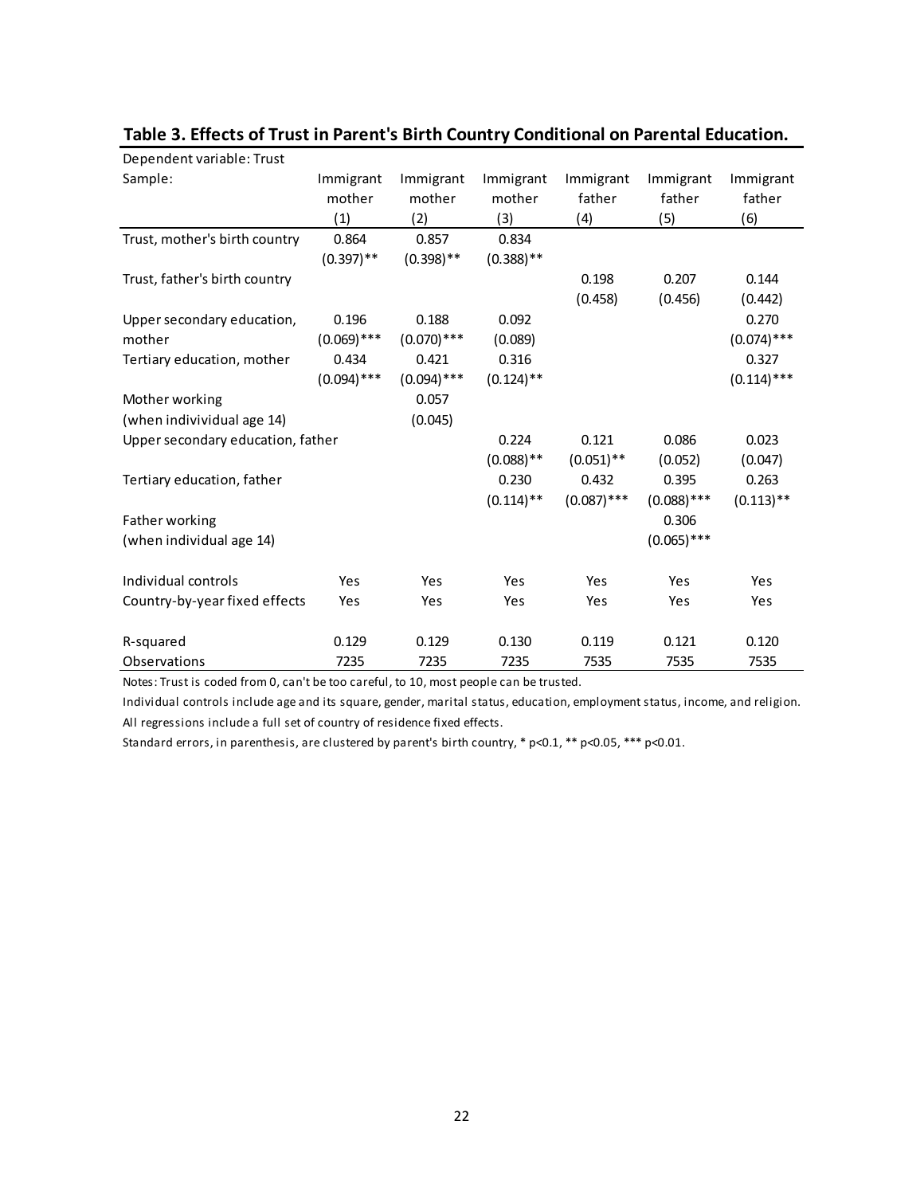**Table 3. Effects of Trust in Parent's Birth Country Conditional on Parental Education.**

| Dependent variable: Trust | | | | | | |
|---|---|---|---|---|---|---|
| Sample: | Immigrant mother | Immigrant mother | Immigrant mother | Immigrant father | Immigrant father | Immigrant father |
| | (1) | (2) | (3) | (4) | (5) | (6) |
| Trust, mother's birth country | 0.864 | 0.857 | 0.834 | | | |
| | (0.397)** | (0.398)** | (0.388)** | | | |
| Trust, father's birth country | | | | 0.198 | 0.207 | 0.144 |
| | | | | (0.458) | (0.456) | (0.442) |
| Upper secondary education, mother | 0.196 | 0.188 | 0.092 | | | 0.270 |
| | (0.069)*** | (0.070)*** | (0.089) | | | (0.074)*** |
| Tertiary education, mother | 0.434 | 0.421 | 0.316 | | | 0.327 |
| | (0.094)*** | (0.094)*** | (0.124)** | | | (0.114)*** |
| Mother working (when indivividual age 14) | | 0.057 | | | | |
| | | (0.045) | | | | |
| Upper secondary education, father | | | 0.224 | 0.121 | 0.086 | 0.023 |
| | | | (0.088)** | (0.051)** | (0.052) | (0.047) |
| Tertiary education, father | | | 0.230 | 0.432 | 0.395 | 0.263 |
| | | | (0.114)** | (0.087)*** | (0.088)*** | (0.113)** |
| Father working (when individual age 14) | | | | | 0.306 | |
| | | | | | (0.065)*** | |
| Individual controls | Yes | Yes | Yes | Yes | Yes | Yes |
| Country-by-year fixed effects | Yes | Yes | Yes | Yes | Yes | Yes |
| R-squared | 0.129 | 0.129 | 0.130 | 0.119 | 0.121 | 0.120 |
| Observations | 7235 | 7235 | 7235 | 7535 | 7535 | 7535 |

Notes: Trust is coded from 0, can't be too careful, to 10, most people can be trusted.

Individual controls include age and its square, gender, marital status, education, employment status, income, and religion.

All regressions include a full set of country of residence fixed effects.

Standard errors, in parenthesis, are clustered by parent's birth country, * p<0.1, ** p<0.05, *** p<0.01.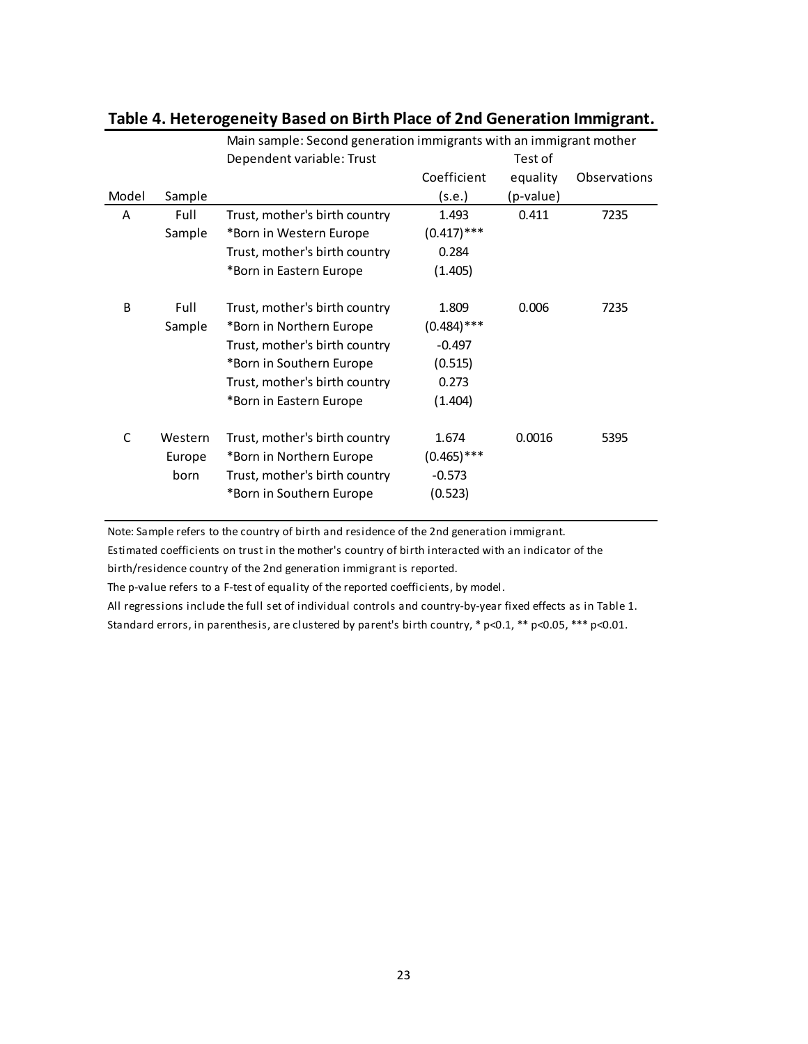## Table 4. Heterogeneity Based on Birth Place of 2nd Generation Immigrant.

| | | Main sample: Second generation immigrants with an immigrant mother | | | |
|---|---|---|---|---|---|
| | | Dependent variable: Trust | | Test of | |
| | | | Coefficient | equality | Observations |
| Model | Sample | | (s.e.) | (p-value) | |
| A | Full | Trust, mother's birth country | 1.493 | 0.411 | 7235 |
| | Sample | *Born in Western Europe | (0.417)*** | | |
| | | Trust, mother's birth country | 0.284 | | |
| | | *Born in Eastern Europe | (1.405) | | |
| B | Full | Trust, mother's birth country | 1.809 | 0.006 | 7235 |
| | Sample | *Born in Northern Europe | (0.484)*** | | |
| | | Trust, mother's birth country | -0.497 | | |
| | | *Born in Southern Europe | (0.515) | | |
| | | Trust, mother's birth country | 0.273 | | |
| | | *Born in Eastern Europe | (1.404) | | |
| C | Western | Trust, mother's birth country | 1.674 | 0.0016 | 5395 |
| | Europe | *Born in Northern Europe | (0.465)*** | | |
| | born | Trust, mother's birth country | -0.573 | | |
| | | *Born in Southern Europe | (0.523) | | |

Note: Sample refers to the country of birth and residence of the 2nd generation immigrant.
Estimated coefficients on trust in the mother's country of birth interacted with an indicator of the birth/residence country of the 2nd generation immigrant is reported.
The p-value refers to a F-test of equality of the reported coefficients, by model.
All regressions include the full set of individual controls and country-by-year fixed effects as in Table 1.
Standard errors, in parenthesis, are clustered by parent's birth country, * $p<0.1$, ** $p<0.05$, *** $p<0.01$.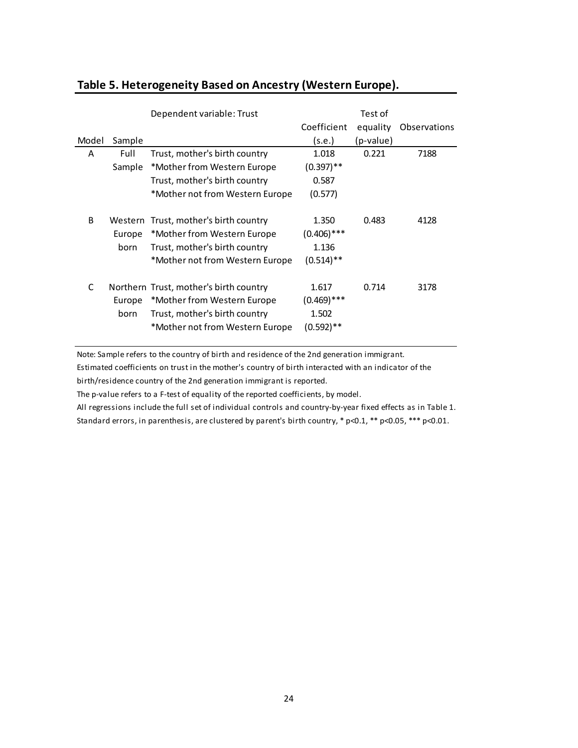## Table 5. Heterogeneity Based on Ancestry (Western Europe).

| Model | Sample | Dependent variable: Trust | Coefficient (s.e.) | Test of equality (p-value) | Observations |
|---|---|---|---|---|---|
| A | Full Sample | Trust, mother's birth country *Mother from Western Europe | 1.018 (0.397)** | 0.221 | 7188 |
| | | Trust, mother's birth country *Mother not from Western Europe | 0.587 (0.577) | | |
| B | Western Europe born | Trust, mother's birth country *Mother from Western Europe | 1.350 (0.406)*** | 0.483 | 4128 |
| | | Trust, mother's birth country *Mother not from Western Europe | 1.136 (0.514)** | | |
| C | Northern Europe born | Trust, mother's birth country *Mother from Western Europe | 1.617 (0.469)*** | 0.714 | 3178 |
| | | Trust, mother's birth country *Mother not from Western Europe | 1.502 (0.592)** | | |

Note: Sample refers to the country of birth and residence of the 2nd generation immigrant.
Estimated coefficients on trust in the mother's country of birth interacted with an indicator of the birth/residence country of the 2nd generation immigrant is reported.
The p-value refers to a F-test of equality of the reported coefficients, by model.
All regressions include the full set of individual controls and country-by-year fixed effects as in Table 1.
Standard errors, in parenthesis, are clustered by parent's birth country, * p<0.1, ** p<0.05, *** p<0.01.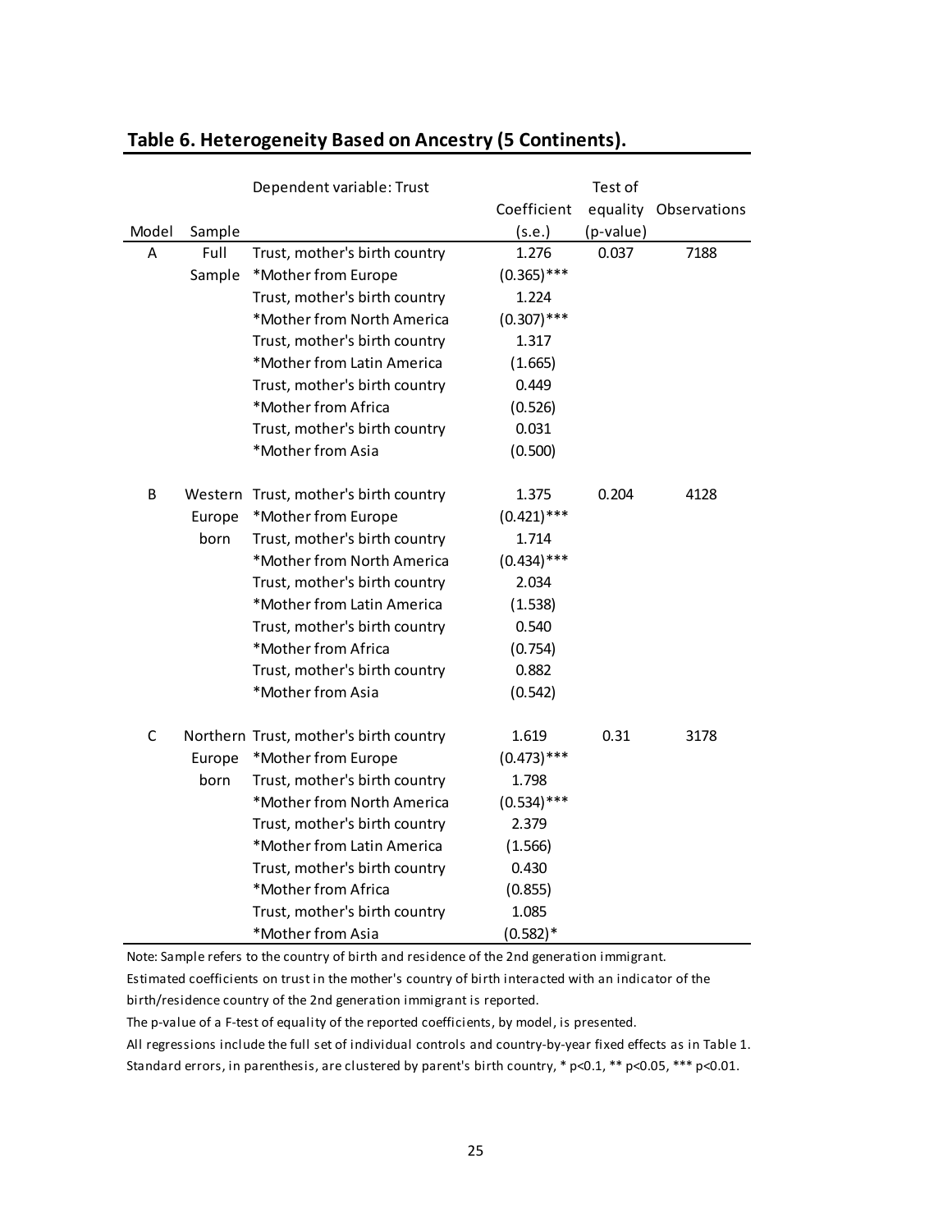## Table 6. Heterogeneity Based on Ancestry (5 Continents).

| Model | Sample | Dependent variable: Trust | Coefficient (s.e.) | Test of equality (p-value) | Observations |
|---|---|---|---|---|---|
| A | Full Sample | Trust, mother's birth country *Mother from Europe | 1.276 (0.365)*** | 0.037 | 7188 |
| | | Trust, mother's birth country *Mother from North America | 1.224 (0.307)*** | | |
| | | Trust, mother's birth country *Mother from Latin America | 1.317 (1.665) | | |
| | | Trust, mother's birth country *Mother from Africa | 0.449 (0.526) | | |
| | | Trust, mother's birth country *Mother from Asia | 0.031 (0.500) | | |
| B | Western Europe born | Trust, mother's birth country *Mother from Europe | 1.375 (0.421)*** | 0.204 | 4128 |
| | | Trust, mother's birth country *Mother from North America | 1.714 (0.434)*** | | |
| | | Trust, mother's birth country *Mother from Latin America | 2.034 (1.538) | | |
| | | Trust, mother's birth country *Mother from Africa | 0.540 (0.754) | | |
| | | Trust, mother's birth country *Mother from Asia | 0.882 (0.542) | | |
| C | Northern Europe born | Trust, mother's birth country *Mother from Europe | 1.619 (0.473)*** | 0.31 | 3178 |
| | | Trust, mother's birth country *Mother from North America | 1.798 (0.534)*** | | |
| | | Trust, mother's birth country *Mother from Latin America | 2.379 (1.566) | | |
| | | Trust, mother's birth country *Mother from Africa | 0.430 (0.855) | | |
| | | Trust, mother's birth country *Mother from Asia | 1.085 (0.582)* | | |

Note: Sample refers to the country of birth and residence of the 2nd generation immigrant.
Estimated coefficients on trust in the mother's country of birth interacted with an indicator of the birth/residence country of the 2nd generation immigrant is reported.
The p-value of a F-test of equality of the reported coefficients, by model, is presented.
All regressions include the full set of individual controls and country-by-year fixed effects as in Table 1.
Standard errors, in parenthesis, are clustered by parent's birth country, * p<0.1, ** p<0.05, *** p<0.01.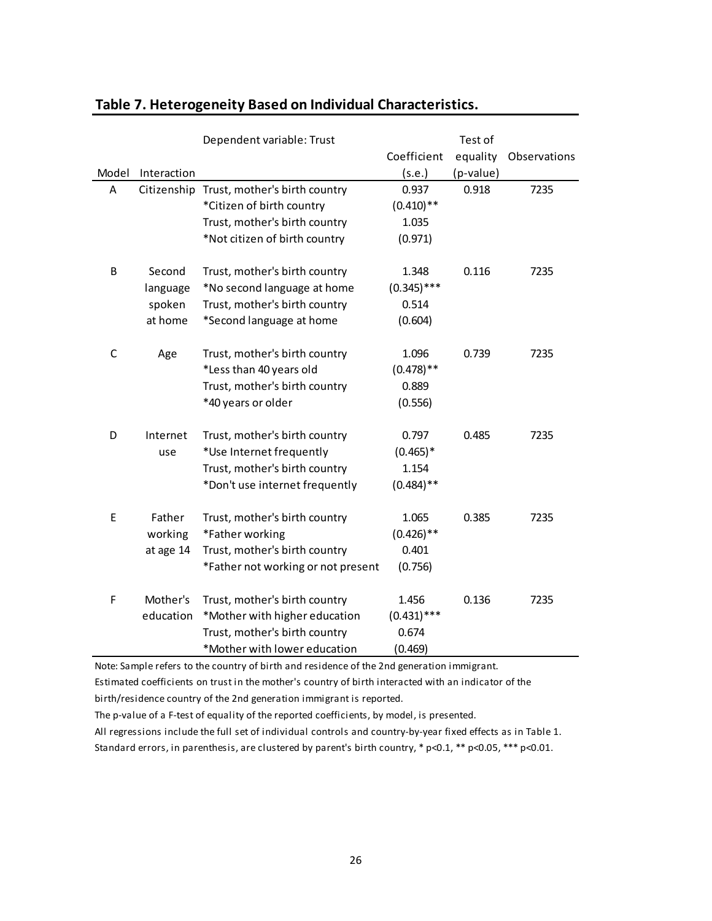## Table 7. Heterogeneity Based on Individual Characteristics.

| Model | Interaction | Dependent variable: Trust | Coefficient (s.e.) | Test of equality (p-value) | Observations |
|---|---|---|---|---|---|
| A | Citizenship | Trust, mother's birth country | 0.937 | 0.918 | 7235 |
| | | *Citizen of birth country | (0.410)** | | |
| | | Trust, mother's birth country | 1.035 | | |
| | | *Not citizen of birth country | (0.971) | | |
| B | Second language spoken at home | Trust, mother's birth country | 1.348 | 0.116 | 7235 |
| | | *No second language at home | (0.345)*** | | |
| | | Trust, mother's birth country | 0.514 | | |
| | | *Second language at home | (0.604) | | |
| C | Age | Trust, mother's birth country | 1.096 | 0.739 | 7235 |
| | | *Less than 40 years old | (0.478)** | | |
| | | Trust, mother's birth country | 0.889 | | |
| | | *40 years or older | (0.556) | | |
| D | Internet use | Trust, mother's birth country | 0.797 | 0.485 | 7235 |
| | | *Use Internet frequently | (0.465)* | | |
| | | Trust, mother's birth country | 1.154 | | |
| | | *Don't use internet frequently | (0.484)** | | |
| E | Father working at age 14 | Trust, mother's birth country | 1.065 | 0.385 | 7235 |
| | | *Father working | (0.426)** | | |
| | | Trust, mother's birth country | 0.401 | | |
| | | *Father not working or not present | (0.756) | | |
| F | Mother's education | Trust, mother's birth country | 1.456 | 0.136 | 7235 |
| | | *Mother with higher education | (0.431)*** | | |
| | | Trust, mother's birth country | 0.674 | | |
| | | *Mother with lower education | (0.469) | | |

Note: Sample refers to the country of birth and residence of the 2nd generation immigrant.
Estimated coefficients on trust in the mother's country of birth interacted with an indicator of the birth/residence country of the 2nd generation immigrant is reported.
The p-value of a F-test of equality of the reported coefficients, by model, is presented.
All regressions include the full set of individual controls and country-by-year fixed effects as in Table 1.
Standard errors, in parenthesis, are clustered by parent's birth country, * $p<0.1$, ** $p<0.05$, *** $p<0.01$.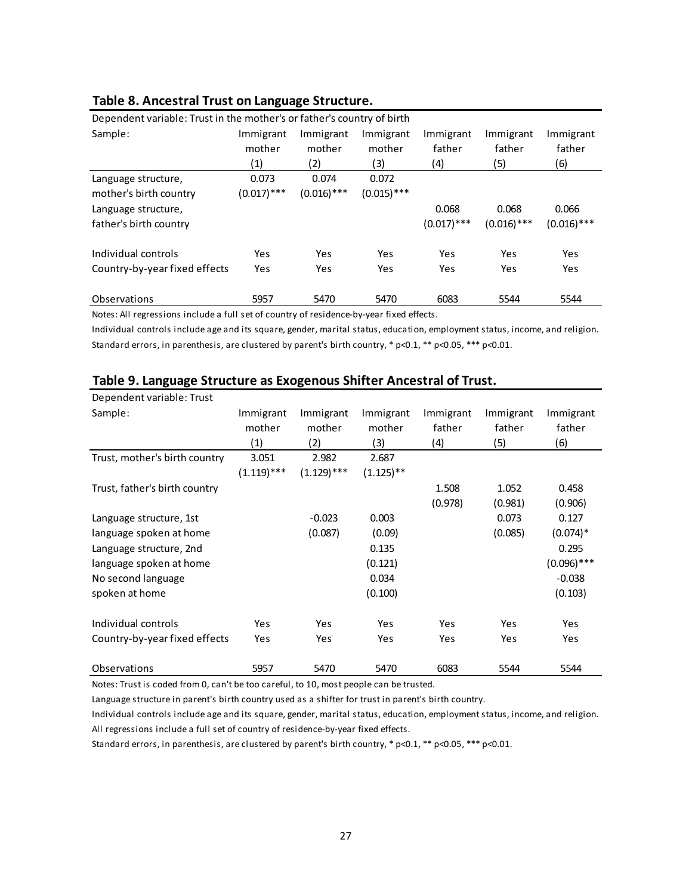## Table 8. Ancestral Trust on Language Structure.

| Dependent variable: Trust in the mother's or father's country of birth | | | | | | |
|---|---|---|---|---|---|---|
| Sample: | Immigrant mother | Immigrant mother | Immigrant mother | Immigrant father | Immigrant father | Immigrant father |
| | (1) | (2) | (3) | (4) | (5) | (6) |
| Language structure, mother's birth country | 0.073 | 0.074 | 0.072 | | | |
| | (0.017)*** | (0.016)*** | (0.015)*** | | | |
| Language structure, father's birth country | | | | 0.068 | 0.068 | 0.066 |
| | | | | (0.017)*** | (0.016)*** | (0.016)*** |
| Individual controls | Yes | Yes | Yes | Yes | Yes | Yes |
| Country-by-year fixed effects | Yes | Yes | Yes | Yes | Yes | Yes |
| Observations | 5957 | 5470 | 5470 | 6083 | 5544 | 5544 |

Notes: All regressions include a full set of country of residence-by-year fixed effects.

Individual controls include age and its square, gender, marital status, education, employment status, income, and religion.

Standard errors, in parenthesis, are clustered by parent's birth country, * p<0.1, ** p<0.05, *** p<0.01.

## Table 9. Language Structure as Exogenous Shifter Ancestral of Trust.

| Dependent variable: Trust | | | | | | |
|---|---|---|---|---|---|---|
| Sample: | Immigrant mother | Immigrant mother | Immigrant mother | Immigrant father | Immigrant father | Immigrant father |
| | (1) | (2) | (3) | (4) | (5) | (6) |
| Trust, mother's birth country | 3.051 | 2.982 | 2.687 | | | |
| | (1.119)*** | (1.129)*** | (1.125)** | | | |
| Trust, father's birth country | | | | 1.508 | 1.052 | 0.458 |
| | | | | (0.978) | (0.981) | (0.906) |
| Language structure, 1st language spoken at home | | -0.023 | 0.003 | | 0.073 | 0.127 |
| | | (0.087) | (0.09) | | (0.085) | (0.074)* |
| Language structure, 2nd language spoken at home | | | 0.135 | | | 0.295 |
| | | | (0.121) | | | (0.096)*** |
| No second language spoken at home | | | 0.034 | | | -0.038 |
| | | | (0.100) | | | (0.103) |
| Individual controls | Yes | Yes | Yes | Yes | Yes | Yes |
| Country-by-year fixed effects | Yes | Yes | Yes | Yes | Yes | Yes |
| Observations | 5957 | 5470 | 5470 | 6083 | 5544 | 5544 |

Notes: Trust is coded from 0, can't be too careful, to 10, most people can be trusted.

Language structure in parent's birth country used as a shifter for trust in parent's birth country.

Individual controls include age and its square, gender, marital status, education, employment status, income, and religion.

All regressions include a full set of country of residence-by-year fixed effects.

Standard errors, in parenthesis, are clustered by parent's birth country, * p<0.1, ** p<0.05, *** p<0.01.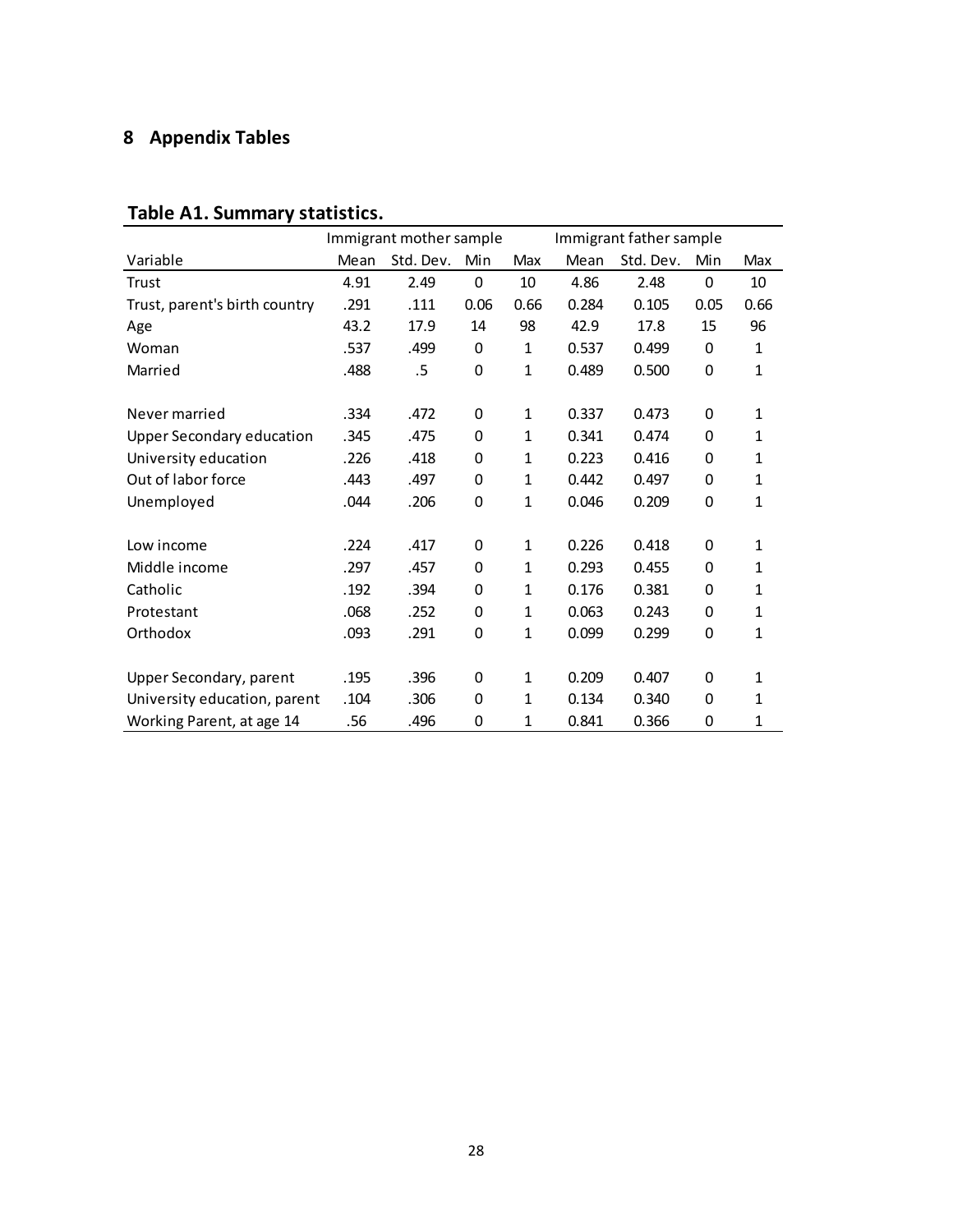# 8 Appendix Tables

**Table A1. Summary statistics.**

| | Immigrant mother sample | | | | Immigrant father sample | | | |
|---|---|---|---|---|---|---|---|---|
| Variable | Mean | Std. Dev. | Min | Max | Mean | Std. Dev. | Min | Max |
| Trust | 4.91 | 2.49 | 0 | 10 | 4.86 | 2.48 | 0 | 10 |
| Trust, parent's birth country | .291 | .111 | 0.06 | 0.66 | 0.284 | 0.105 | 0.05 | 0.66 |
| Age | 43.2 | 17.9 | 14 | 98 | 42.9 | 17.8 | 15 | 96 |
| Woman | .537 | .499 | 0 | 1 | 0.537 | 0.499 | 0 | 1 |
| Married | .488 | .5 | 0 | 1 | 0.489 | 0.500 | 0 | 1 |
| Never married | .334 | .472 | 0 | 1 | 0.337 | 0.473 | 0 | 1 |
| Upper Secondary education | .345 | .475 | 0 | 1 | 0.341 | 0.474 | 0 | 1 |
| University education | .226 | .418 | 0 | 1 | 0.223 | 0.416 | 0 | 1 |
| Out of labor force | .443 | .497 | 0 | 1 | 0.442 | 0.497 | 0 | 1 |
| Unemployed | .044 | .206 | 0 | 1 | 0.046 | 0.209 | 0 | 1 |
| Low income | .224 | .417 | 0 | 1 | 0.226 | 0.418 | 0 | 1 |
| Middle income | .297 | .457 | 0 | 1 | 0.293 | 0.455 | 0 | 1 |
| Catholic | .192 | .394 | 0 | 1 | 0.176 | 0.381 | 0 | 1 |
| Protestant | .068 | .252 | 0 | 1 | 0.063 | 0.243 | 0 | 1 |
| Orthodox | .093 | .291 | 0 | 1 | 0.099 | 0.299 | 0 | 1 |
| Upper Secondary, parent | .195 | .396 | 0 | 1 | 0.209 | 0.407 | 0 | 1 |
| University education, parent | .104 | .306 | 0 | 1 | 0.134 | 0.340 | 0 | 1 |
| Working Parent, at age 14 | .56 | .496 | 0 | 1 | 0.841 | 0.366 | 0 | 1 |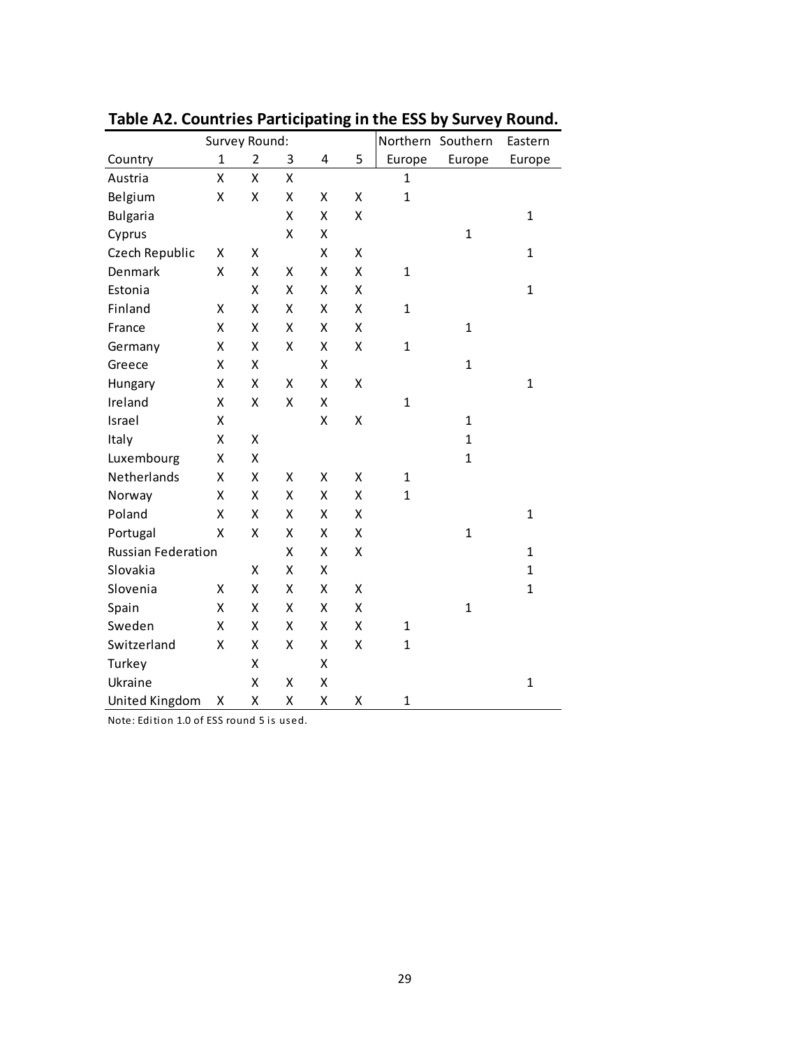**Table A2. Countries Participating in the ESS by Survey Round.**

| | Survey Round: | | | | | Northern | Southern | Eastern |
|---|---|---|---|---|---|---|---|---|
| Country | 1 | 2 | 3 | 4 | 5 | Europe | Europe | Europe |
| Austria | X | X | X | | | 1 | | |
| Belgium | X | X | X | X | X | 1 | | |
| Bulgaria | | | X | X | X | | | 1 |
| Cyprus | | | X | X | | | 1 | |
| Czech Republic | X | X | | X | X | | | 1 |
| Denmark | X | X | X | X | X | 1 | | |
| Estonia | | X | X | X | X | | | 1 |
| Finland | X | X | X | X | X | 1 | | |
| France | X | X | X | X | X | | 1 | |
| Germany | X | X | X | X | X | 1 | | |
| Greece | X | X | | X | | | 1 | |
| Hungary | X | X | X | X | X | | | 1 |
| Ireland | X | X | X | X | | 1 | | |
| Israel | X | | | X | X | | 1 | |
| Italy | X | X | | | | | 1 | |
| Luxembourg | X | X | | | | | 1 | |
| Netherlands | X | X | X | X | X | 1 | | |
| Norway | X | X | X | X | X | 1 | | |
| Poland | X | X | X | X | X | | | 1 |
| Portugal | X | X | X | X | X | | 1 | |
| Russian Federation | | | X | X | X | | | 1 |
| Slovakia | | X | X | X | | | | 1 |
| Slovenia | X | X | X | X | X | | | 1 |
| Spain | X | X | X | X | X | | 1 | |
| Sweden | X | X | X | X | X | 1 | | |
| Switzerland | X | X | X | X | X | 1 | | |
| Turkey | | X | | X | | | | |
| Ukraine | | X | X | X | | | | 1 |
| United Kingdom | X | X | X | X | X | 1 | | |

Note: Edition 1.0 of ESS round 5 is used.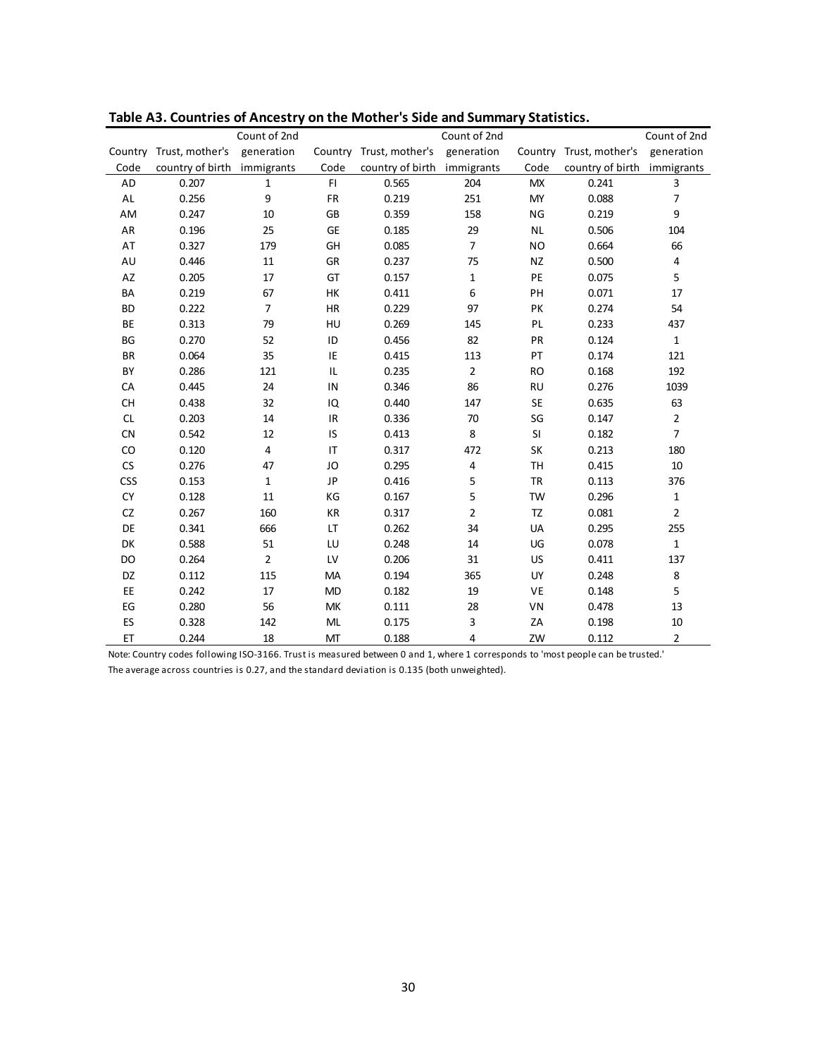**Table A3. Countries of Ancestry on the Mother's Side and Summary Statistics.**

| Country Code | Trust, mother's country of birth | Count of 2nd generation immigrants | Country Code | Trust, mother's country of birth | Count of 2nd generation immigrants | Country Code | Trust, mother's country of birth | Count of 2nd generation immigrants |
|---|---|---|---|---|---|---|---|---|
| AD | 0.207 | 1 | FI | 0.565 | 204 | MX | 0.241 | 3 |
| AL | 0.256 | 9 | FR | 0.219 | 251 | MY | 0.088 | 7 |
| AM | 0.247 | 10 | GB | 0.359 | 158 | NG | 0.219 | 9 |
| AR | 0.196 | 25 | GE | 0.185 | 29 | NL | 0.506 | 104 |
| AT | 0.327 | 179 | GH | 0.085 | 7 | NO | 0.664 | 66 |
| AU | 0.446 | 11 | GR | 0.237 | 75 | NZ | 0.500 | 4 |
| AZ | 0.205 | 17 | GT | 0.157 | 1 | PE | 0.075 | 5 |
| BA | 0.219 | 67 | HK | 0.411 | 6 | PH | 0.071 | 17 |
| BD | 0.222 | 7 | HR | 0.229 | 97 | PK | 0.274 | 54 |
| BE | 0.313 | 79 | HU | 0.269 | 145 | PL | 0.233 | 437 |
| BG | 0.270 | 52 | ID | 0.456 | 82 | PR | 0.124 | 1 |
| BR | 0.064 | 35 | IE | 0.415 | 113 | PT | 0.174 | 121 |
| BY | 0.286 | 121 | IL | 0.235 | 2 | RO | 0.168 | 192 |
| CA | 0.445 | 24 | IN | 0.346 | 86 | RU | 0.276 | 1039 |
| CH | 0.438 | 32 | IQ | 0.440 | 147 | SE | 0.635 | 63 |
| CL | 0.203 | 14 | IR | 0.336 | 70 | SG | 0.147 | 2 |
| CN | 0.542 | 12 | IS | 0.413 | 8 | SI | 0.182 | 7 |
| CO | 0.120 | 4 | IT | 0.317 | 472 | SK | 0.213 | 180 |
| CS | 0.276 | 47 | JO | 0.295 | 4 | TH | 0.415 | 10 |
| CSS | 0.153 | 1 | JP | 0.416 | 5 | TR | 0.113 | 376 |
| CY | 0.128 | 11 | KG | 0.167 | 5 | TW | 0.296 | 1 |
| CZ | 0.267 | 160 | KR | 0.317 | 2 | TZ | 0.081 | 2 |
| DE | 0.341 | 666 | LT | 0.262 | 34 | UA | 0.295 | 255 |
| DK | 0.588 | 51 | LU | 0.248 | 14 | UG | 0.078 | 1 |
| DO | 0.264 | 2 | LV | 0.206 | 31 | US | 0.411 | 137 |
| DZ | 0.112 | 115 | MA | 0.194 | 365 | UY | 0.248 | 8 |
| EE | 0.242 | 17 | MD | 0.182 | 19 | VE | 0.148 | 5 |
| EG | 0.280 | 56 | MK | 0.111 | 28 | VN | 0.478 | 13 |
| ES | 0.328 | 142 | ML | 0.175 | 3 | ZA | 0.198 | 10 |
| ET | 0.244 | 18 | MT | 0.188 | 4 | ZW | 0.112 | 2 |

Note: Country codes following ISO-3166. Trust is measured between 0 and 1, where 1 corresponds to 'most people can be trusted.' The average across countries is 0.27, and the standard deviation is 0.135 (both unweighted).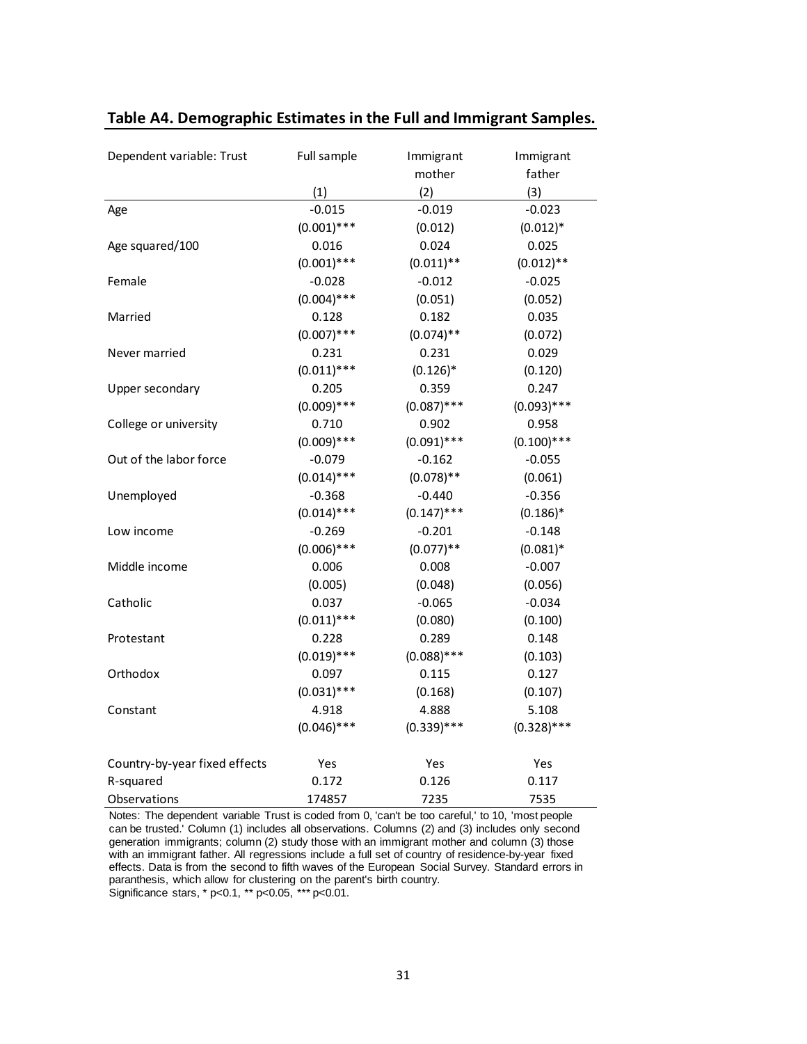**Table A4. Demographic Estimates in the Full and Immigrant Samples.**

| Dependent variable: Trust | Full sample | Immigrant mother | Immigrant father |
|---|---|---|---|
| | (1) | (2) | (3) |
| Age | -0.015 | -0.019 | -0.023 |
| | (0.001)*** | (0.012) | (0.012)* |
| Age squared/100 | 0.016 | 0.024 | 0.025 |
| | (0.001)*** | (0.011)** | (0.012)** |
| Female | -0.028 | -0.012 | -0.025 |
| | (0.004)*** | (0.051) | (0.052) |
| Married | 0.128 | 0.182 | 0.035 |
| | (0.007)*** | (0.074)** | (0.072) |
| Never married | 0.231 | 0.231 | 0.029 |
| | (0.011)*** | (0.126)* | (0.120) |
| Upper secondary | 0.205 | 0.359 | 0.247 |
| | (0.009)*** | (0.087)*** | (0.093)*** |
| College or university | 0.710 | 0.902 | 0.958 |
| | (0.009)*** | (0.091)*** | (0.100)*** |
| Out of the labor force | -0.079 | -0.162 | -0.055 |
| | (0.014)*** | (0.078)** | (0.061) |
| Unemployed | -0.368 | -0.440 | -0.356 |
| | (0.014)*** | (0.147)*** | (0.186)* |
| Low income | -0.269 | -0.201 | -0.148 |
| | (0.006)*** | (0.077)** | (0.081)* |
| Middle income | 0.006 | 0.008 | -0.007 |
| | (0.005) | (0.048) | (0.056) |
| Catholic | 0.037 | -0.065 | -0.034 |
| | (0.011)*** | (0.080) | (0.100) |
| Protestant | 0.228 | 0.289 | 0.148 |
| | (0.019)*** | (0.088)*** | (0.103) |
| Orthodox | 0.097 | 0.115 | 0.127 |
| | (0.031)*** | (0.168) | (0.107) |
| Constant | 4.918 | 4.888 | 5.108 |
| | (0.046)*** | (0.339)*** | (0.328)*** |
| Country-by-year fixed effects | Yes | Yes | Yes |
| R-squared | 0.172 | 0.126 | 0.117 |
| Observations | 174857 | 7235 | 7535 |

Notes: The dependent variable Trust is coded from 0, 'can't be too careful,' to 10, 'most people can be trusted.' Column (1) includes all observations. Columns (2) and (3) includes only second generation immigrants; column (2) study those with an immigrant mother and column (3) those with an immigrant father. All regressions include a full set of country of residence-by-year fixed effects. Data is from the second to fifth waves of the European Social Survey. Standard errors in paranthesis, which allow for clustering on the parent's birth country.
Significance stars, * p<0.1, ** p<0.05, *** p<0.01.